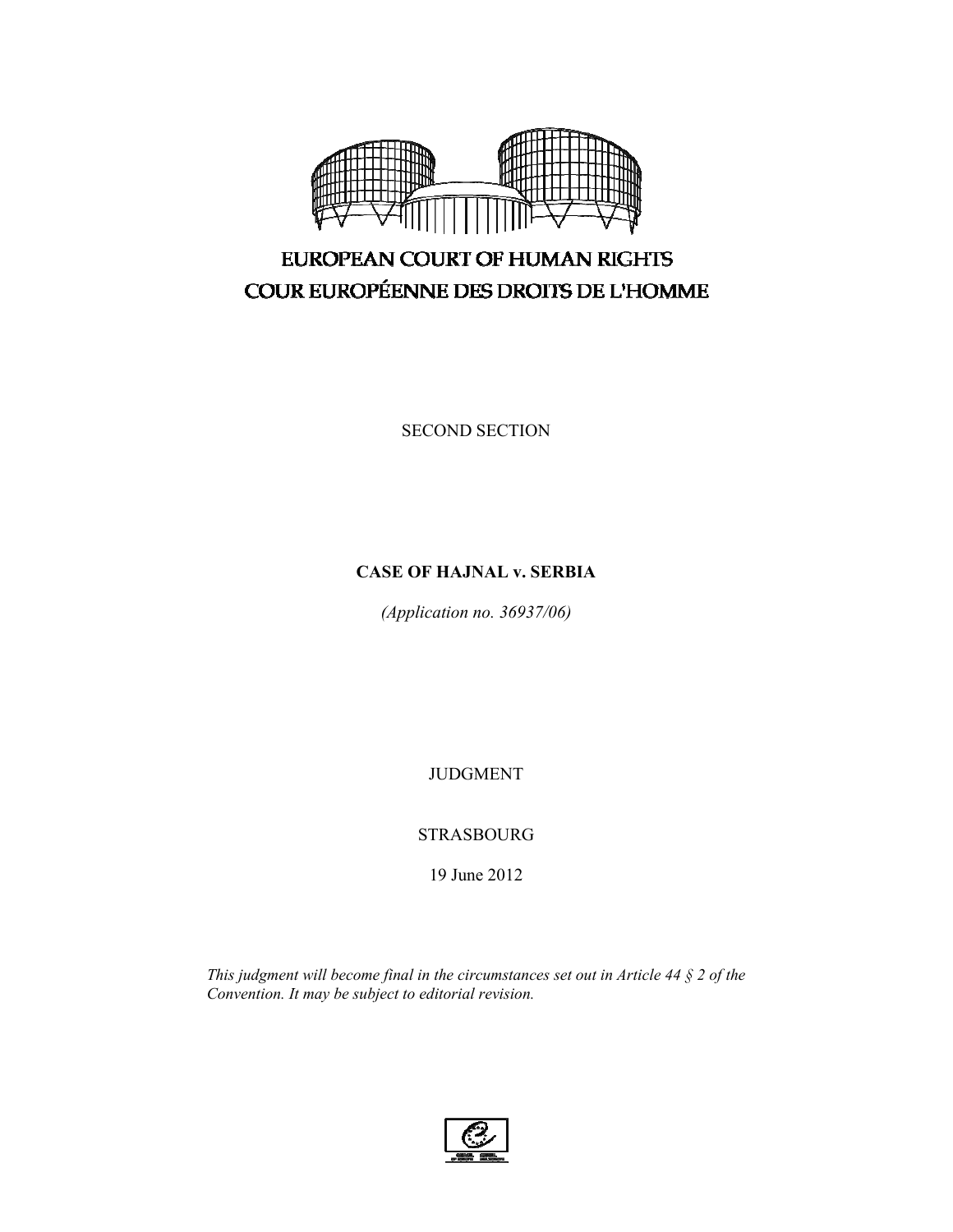EUROPEAN COURT OF HUMAN RIGHTS

COUR EUROPÉENNE DES DROITS DE L'HOMME

SECOND SECTION

**CASE OF HAJNAL v. SERBIA**

*(Application no. 36937/06)*

JUDGMENT

STRASBOURG

19 June 2012

*This judgment will become final in the circumstances set out in Article 44 § 2 of the Convention. It may be subject to editorial revision.*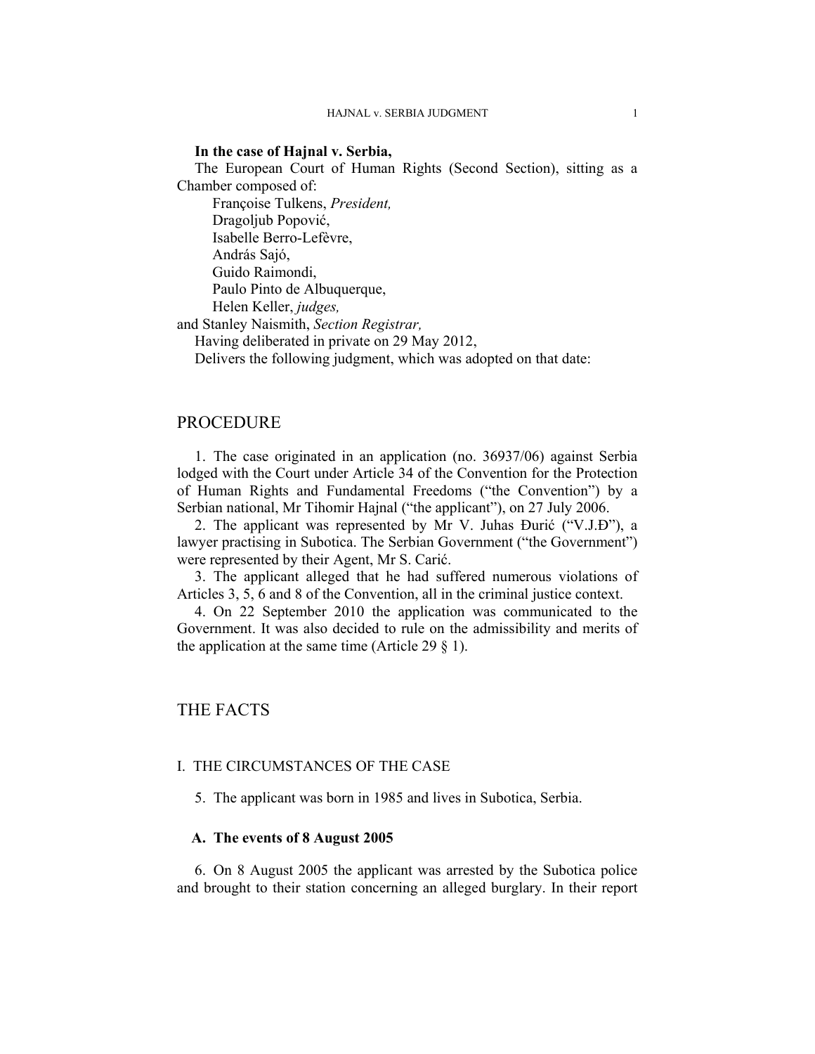**In the case of Hajnal v. Serbia,**

The European Court of Human Rights (Second Section), sitting as a Chamber composed of:

Françoise Tulkens, *President,*
Dragoljub Popović,
Isabelle Berro-Lefèvre,
András Sajó,
Guido Raimondi,
Paulo Pinto de Albuquerque,
Helen Keller, *judges,*
and Stanley Naismith, *Section Registrar,*

Having deliberated in private on 29 May 2012,

Delivers the following judgment, which was adopted on that date:

# PROCEDURE

1. The case originated in an application (no. 36937/06) against Serbia lodged with the Court under Article 34 of the Convention for the Protection of Human Rights and Fundamental Freedoms ("the Convention") by a Serbian national, Mr Tihomir Hajnal ("the applicant"), on 27 July 2006.

2. The applicant was represented by Mr V. Juhas Đurić ("V.J.Đ"), a lawyer practising in Subotica. The Serbian Government ("the Government") were represented by their Agent, Mr S. Carić.

3. The applicant alleged that he had suffered numerous violations of Articles 3, 5, 6 and 8 of the Convention, all in the criminal justice context.

4. On 22 September 2010 the application was communicated to the Government. It was also decided to rule on the admissibility and merits of the application at the same time (Article 29 § 1).

# THE FACTS

## I. THE CIRCUMSTANCES OF THE CASE

5. The applicant was born in 1985 and lives in Subotica, Serbia.

### A. The events of 8 August 2005

6. On 8 August 2005 the applicant was arrested by the Subotica police and brought to their station concerning an alleged burglary. In their report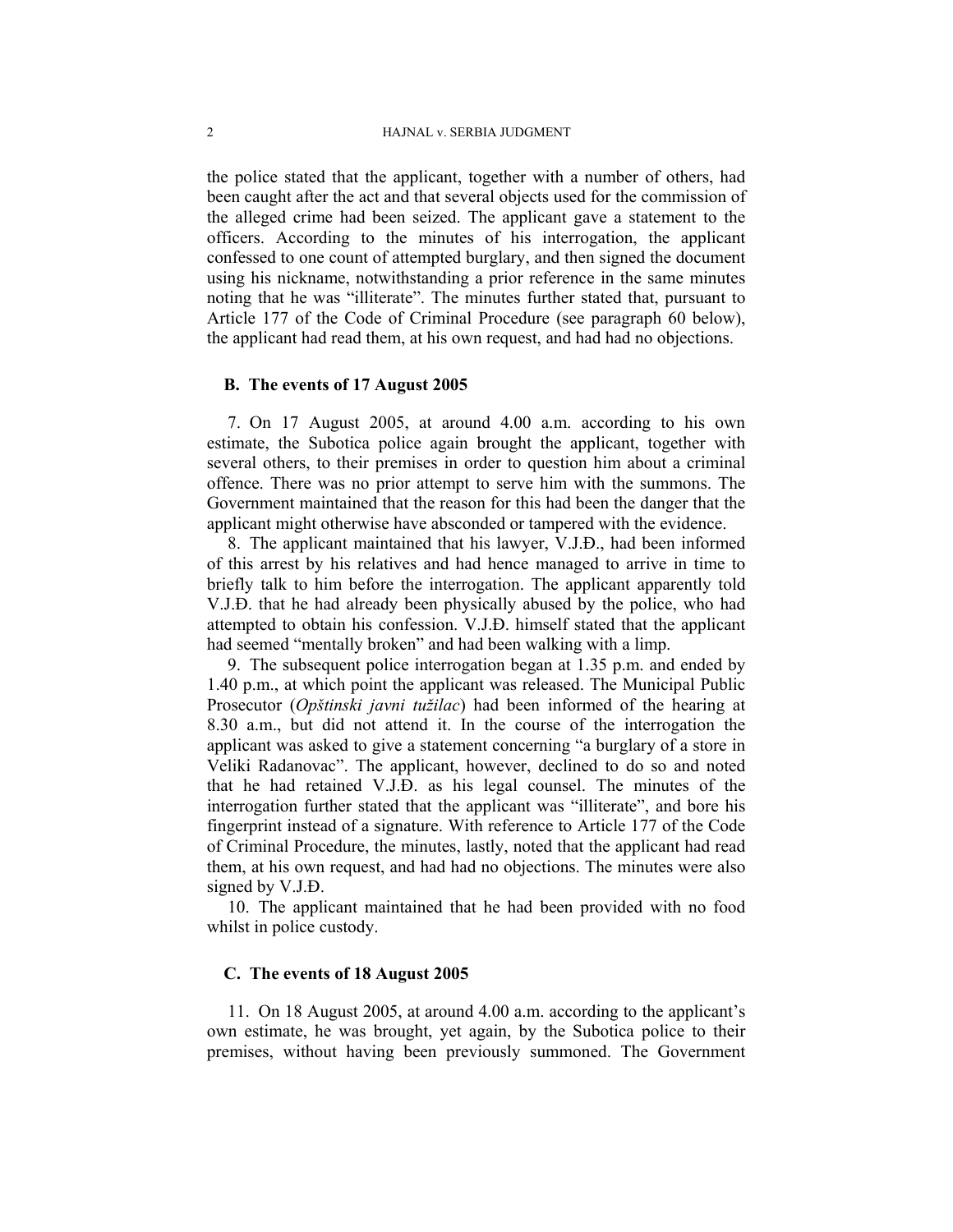the police stated that the applicant, together with a number of others, had been caught after the act and that several objects used for the commission of the alleged crime had been seized. The applicant gave a statement to the officers. According to the minutes of his interrogation, the applicant confessed to one count of attempted burglary, and then signed the document using his nickname, notwithstanding a prior reference in the same minutes noting that he was "illiterate". The minutes further stated that, pursuant to Article 177 of the Code of Criminal Procedure (see paragraph 60 below), the applicant had read them, at his own request, and had had no objections.

### B. The events of 17 August 2005

7. On 17 August 2005, at around 4.00 a.m. according to his own estimate, the Subotica police again brought the applicant, together with several others, to their premises in order to question him about a criminal offence. There was no prior attempt to serve him with the summons. The Government maintained that the reason for this had been the danger that the applicant might otherwise have absconded or tampered with the evidence.

8. The applicant maintained that his lawyer, V.J.Đ., had been informed of this arrest by his relatives and had hence managed to arrive in time to briefly talk to him before the interrogation. The applicant apparently told V.J.Đ. that he had already been physically abused by the police, who had attempted to obtain his confession. V.J.Đ. himself stated that the applicant had seemed "mentally broken" and had been walking with a limp.

9. The subsequent police interrogation began at 1.35 p.m. and ended by 1.40 p.m., at which point the applicant was released. The Municipal Public Prosecutor (*Opštinski javni tužilac*) had been informed of the hearing at 8.30 a.m., but did not attend it. In the course of the interrogation the applicant was asked to give a statement concerning "a burglary of a store in Veliki Radanovac". The applicant, however, declined to do so and noted that he had retained V.J.Đ. as his legal counsel. The minutes of the interrogation further stated that the applicant was "illiterate", and bore his fingerprint instead of a signature. With reference to Article 177 of the Code of Criminal Procedure, the minutes, lastly, noted that the applicant had read them, at his own request, and had had no objections. The minutes were also signed by V.J.Đ.

10. The applicant maintained that he had been provided with no food whilst in police custody.

### C. The events of 18 August 2005

11. On 18 August 2005, at around 4.00 a.m. according to the applicant's own estimate, he was brought, yet again, by the Subotica police to their premises, without having been previously summoned. The Government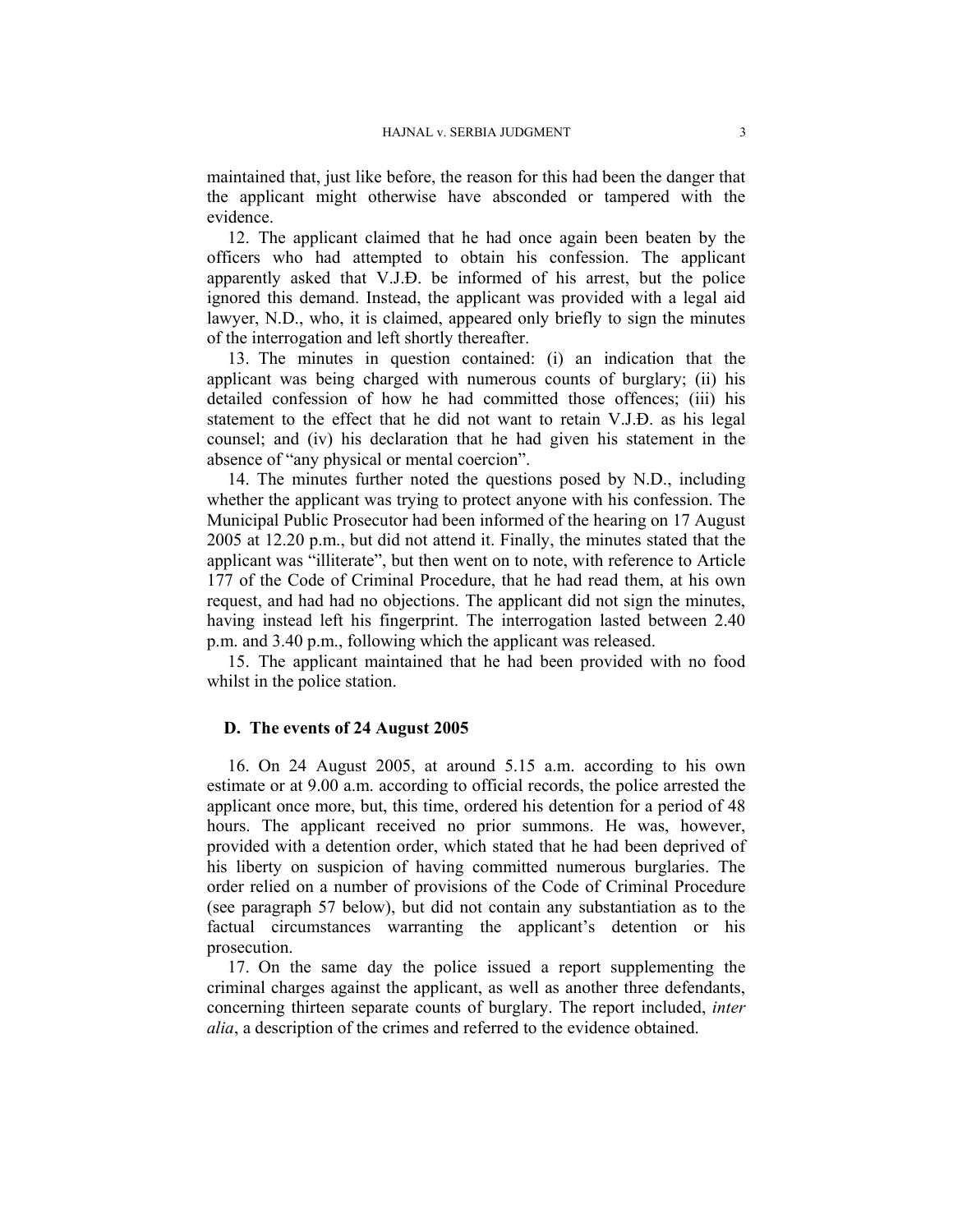maintained that, just like before, the reason for this had been the danger that the applicant might otherwise have absconded or tampered with the evidence.

12. The applicant claimed that he had once again been beaten by the officers who had attempted to obtain his confession. The applicant apparently asked that V.J.Đ. be informed of his arrest, but the police ignored this demand. Instead, the applicant was provided with a legal aid lawyer, N.D., who, it is claimed, appeared only briefly to sign the minutes of the interrogation and left shortly thereafter.

13. The minutes in question contained: (i) an indication that the applicant was being charged with numerous counts of burglary; (ii) his detailed confession of how he had committed those offences; (iii) his statement to the effect that he did not want to retain V.J.Đ. as his legal counsel; and (iv) his declaration that he had given his statement in the absence of "any physical or mental coercion".

14. The minutes further noted the questions posed by N.D., including whether the applicant was trying to protect anyone with his confession. The Municipal Public Prosecutor had been informed of the hearing on 17 August 2005 at 12.20 p.m., but did not attend it. Finally, the minutes stated that the applicant was "illiterate", but then went on to note, with reference to Article 177 of the Code of Criminal Procedure, that he had read them, at his own request, and had had no objections. The applicant did not sign the minutes, having instead left his fingerprint. The interrogation lasted between 2.40 p.m. and 3.40 p.m., following which the applicant was released.

15. The applicant maintained that he had been provided with no food whilst in the police station.

### D. The events of 24 August 2005

16. On 24 August 2005, at around 5.15 a.m. according to his own estimate or at 9.00 a.m. according to official records, the police arrested the applicant once more, but, this time, ordered his detention for a period of 48 hours. The applicant received no prior summons. He was, however, provided with a detention order, which stated that he had been deprived of his liberty on suspicion of having committed numerous burglaries. The order relied on a number of provisions of the Code of Criminal Procedure (see paragraph 57 below), but did not contain any substantiation as to the factual circumstances warranting the applicant's detention or his prosecution.

17. On the same day the police issued a report supplementing the criminal charges against the applicant, as well as another three defendants, concerning thirteen separate counts of burglary. The report included, *inter alia*, a description of the crimes and referred to the evidence obtained.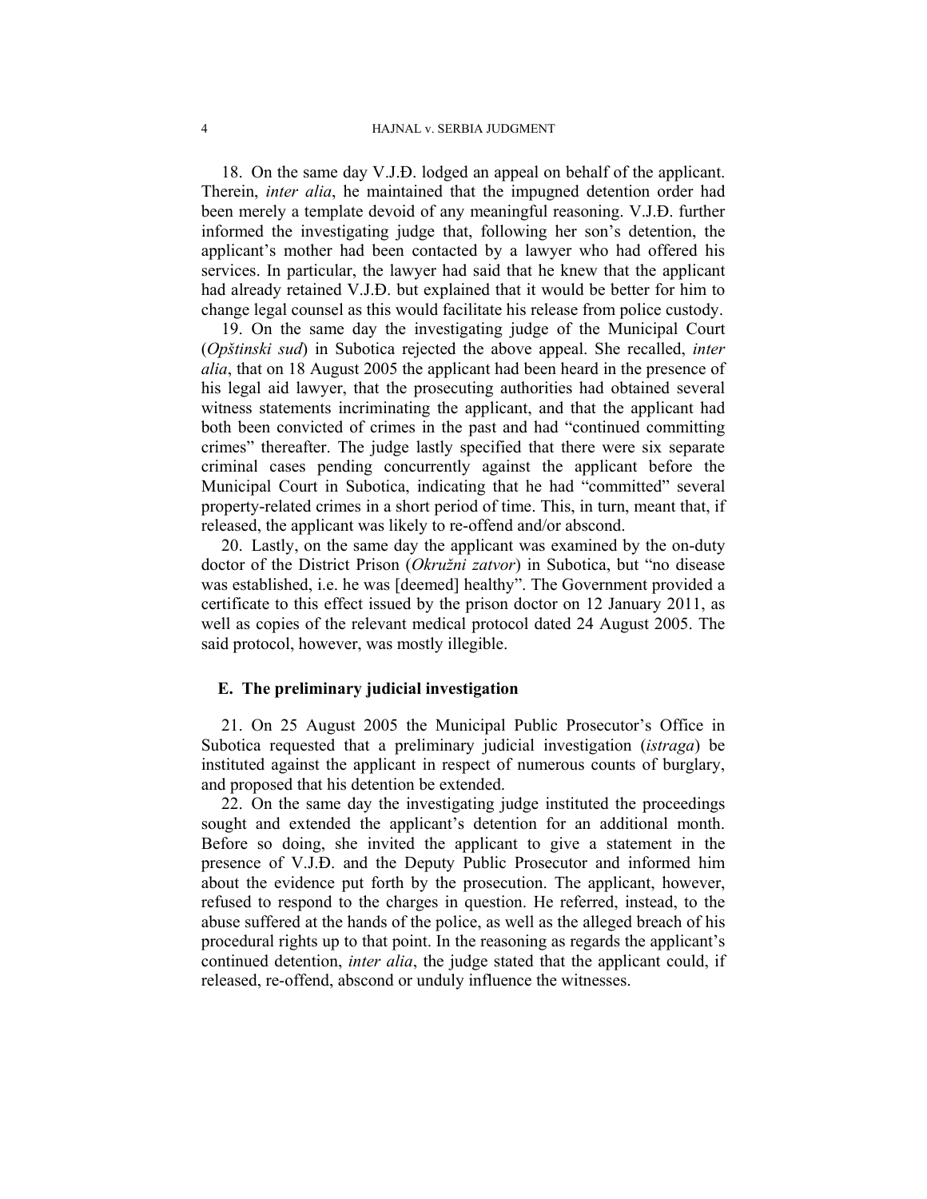18. On the same day V.J.Đ. lodged an appeal on behalf of the applicant. Therein, *inter alia*, he maintained that the impugned detention order had been merely a template devoid of any meaningful reasoning. V.J.Đ. further informed the investigating judge that, following her son's detention, the applicant's mother had been contacted by a lawyer who had offered his services. In particular, the lawyer had said that he knew that the applicant had already retained V.J.Đ. but explained that it would be better for him to change legal counsel as this would facilitate his release from police custody.

19. On the same day the investigating judge of the Municipal Court (*Opštinski sud*) in Subotica rejected the above appeal. She recalled, *inter alia*, that on 18 August 2005 the applicant had been heard in the presence of his legal aid lawyer, that the prosecuting authorities had obtained several witness statements incriminating the applicant, and that the applicant had both been convicted of crimes in the past and had "continued committing crimes" thereafter. The judge lastly specified that there were six separate criminal cases pending concurrently against the applicant before the Municipal Court in Subotica, indicating that he had "committed" several property-related crimes in a short period of time. This, in turn, meant that, if released, the applicant was likely to re-offend and/or abscond.

20. Lastly, on the same day the applicant was examined by the on-duty doctor of the District Prison (*Okružni zatvor*) in Subotica, but "no disease was established, i.e. he was [deemed] healthy". The Government provided a certificate to this effect issued by the prison doctor on 12 January 2011, as well as copies of the relevant medical protocol dated 24 August 2005. The said protocol, however, was mostly illegible.

## E. The preliminary judicial investigation

21. On 25 August 2005 the Municipal Public Prosecutor's Office in Subotica requested that a preliminary judicial investigation (*istraga*) be instituted against the applicant in respect of numerous counts of burglary, and proposed that his detention be extended.

22. On the same day the investigating judge instituted the proceedings sought and extended the applicant's detention for an additional month. Before so doing, she invited the applicant to give a statement in the presence of V.J.Đ. and the Deputy Public Prosecutor and informed him about the evidence put forth by the prosecution. The applicant, however, refused to respond to the charges in question. He referred, instead, to the abuse suffered at the hands of the police, as well as the alleged breach of his procedural rights up to that point. In the reasoning as regards the applicant's continued detention, *inter alia*, the judge stated that the applicant could, if released, re-offend, abscond or unduly influence the witnesses.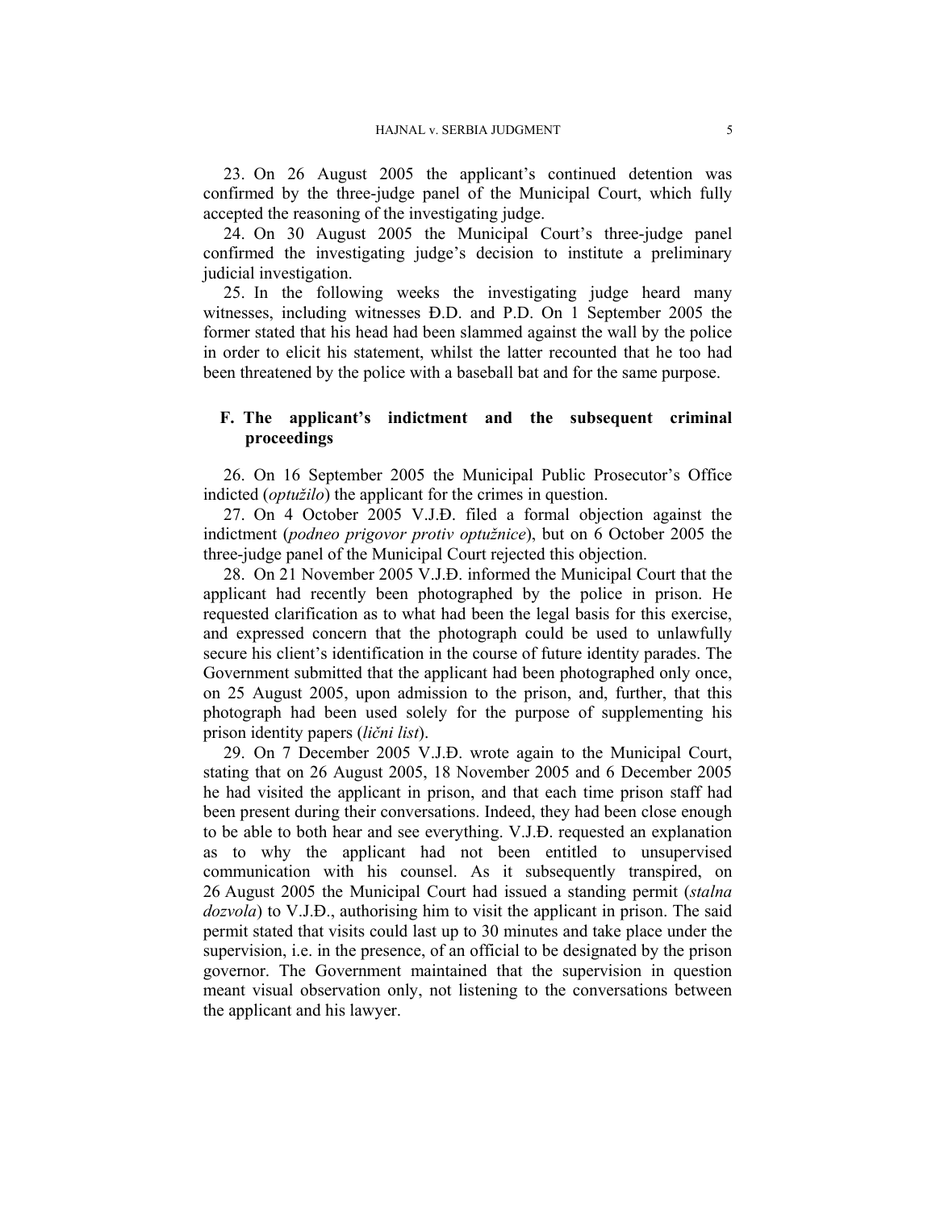23. On 26 August 2005 the applicant's continued detention was confirmed by the three-judge panel of the Municipal Court, which fully accepted the reasoning of the investigating judge.

24. On 30 August 2005 the Municipal Court's three-judge panel confirmed the investigating judge's decision to institute a preliminary judicial investigation.

25. In the following weeks the investigating judge heard many witnesses, including witnesses Đ.D. and P.D. On 1 September 2005 the former stated that his head had been slammed against the wall by the police in order to elicit his statement, whilst the latter recounted that he too had been threatened by the police with a baseball bat and for the same purpose.

### F. The applicant's indictment and the subsequent criminal proceedings

26. On 16 September 2005 the Municipal Public Prosecutor's Office indicted (*optužilo*) the applicant for the crimes in question.

27. On 4 October 2005 V.J.Đ. filed a formal objection against the indictment (*podneo prigovor protiv optužnice*), but on 6 October 2005 the three-judge panel of the Municipal Court rejected this objection.

28. On 21 November 2005 V.J.Đ. informed the Municipal Court that the applicant had recently been photographed by the police in prison. He requested clarification as to what had been the legal basis for this exercise, and expressed concern that the photograph could be used to unlawfully secure his client's identification in the course of future identity parades. The Government submitted that the applicant had been photographed only once, on 25 August 2005, upon admission to the prison, and, further, that this photograph had been used solely for the purpose of supplementing his prison identity papers (*lični list*).

29. On 7 December 2005 V.J.Đ. wrote again to the Municipal Court, stating that on 26 August 2005, 18 November 2005 and 6 December 2005 he had visited the applicant in prison, and that each time prison staff had been present during their conversations. Indeed, they had been close enough to be able to both hear and see everything. V.J.Đ. requested an explanation as to why the applicant had not been entitled to unsupervised communication with his counsel. As it subsequently transpired, on 26 August 2005 the Municipal Court had issued a standing permit (*stalna dozvola*) to V.J.Đ., authorising him to visit the applicant in prison. The said permit stated that visits could last up to 30 minutes and take place under the supervision, i.e. in the presence, of an official to be designated by the prison governor. The Government maintained that the supervision in question meant visual observation only, not listening to the conversations between the applicant and his lawyer.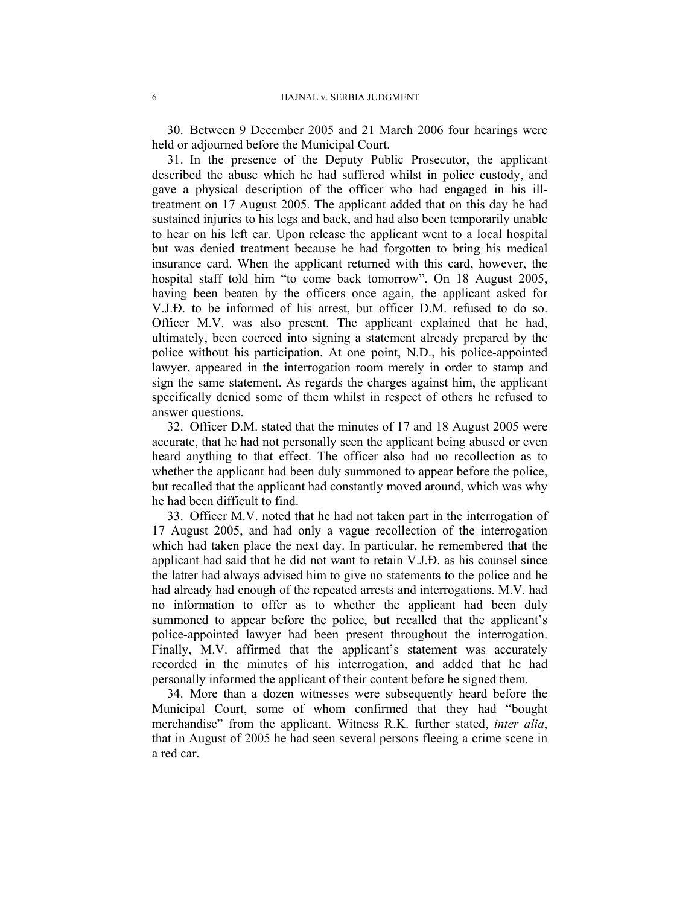30. Between 9 December 2005 and 21 March 2006 four hearings were held or adjourned before the Municipal Court.

31. In the presence of the Deputy Public Prosecutor, the applicant described the abuse which he had suffered whilst in police custody, and gave a physical description of the officer who had engaged in his ill-treatment on 17 August 2005. The applicant added that on this day he had sustained injuries to his legs and back, and had also been temporarily unable to hear on his left ear. Upon release the applicant went to a local hospital but was denied treatment because he had forgotten to bring his medical insurance card. When the applicant returned with this card, however, the hospital staff told him "to come back tomorrow". On 18 August 2005, having been beaten by the officers once again, the applicant asked for V.J.Đ. to be informed of his arrest, but officer D.M. refused to do so. Officer M.V. was also present. The applicant explained that he had, ultimately, been coerced into signing a statement already prepared by the police without his participation. At one point, N.D., his police-appointed lawyer, appeared in the interrogation room merely in order to stamp and sign the same statement. As regards the charges against him, the applicant specifically denied some of them whilst in respect of others he refused to answer questions.

32. Officer D.M. stated that the minutes of 17 and 18 August 2005 were accurate, that he had not personally seen the applicant being abused or even heard anything to that effect. The officer also had no recollection as to whether the applicant had been duly summoned to appear before the police, but recalled that the applicant had constantly moved around, which was why he had been difficult to find.

33. Officer M.V. noted that he had not taken part in the interrogation of 17 August 2005, and had only a vague recollection of the interrogation which had taken place the next day. In particular, he remembered that the applicant had said that he did not want to retain V.J.Đ. as his counsel since the latter had always advised him to give no statements to the police and he had already had enough of the repeated arrests and interrogations. M.V. had no information to offer as to whether the applicant had been duly summoned to appear before the police, but recalled that the applicant's police-appointed lawyer had been present throughout the interrogation. Finally, M.V. affirmed that the applicant's statement was accurately recorded in the minutes of his interrogation, and added that he had personally informed the applicant of their content before he signed them.

34. More than a dozen witnesses were subsequently heard before the Municipal Court, some of whom confirmed that they had "bought merchandise" from the applicant. Witness R.K. further stated, *inter alia*, that in August of 2005 he had seen several persons fleeing a crime scene in a red car.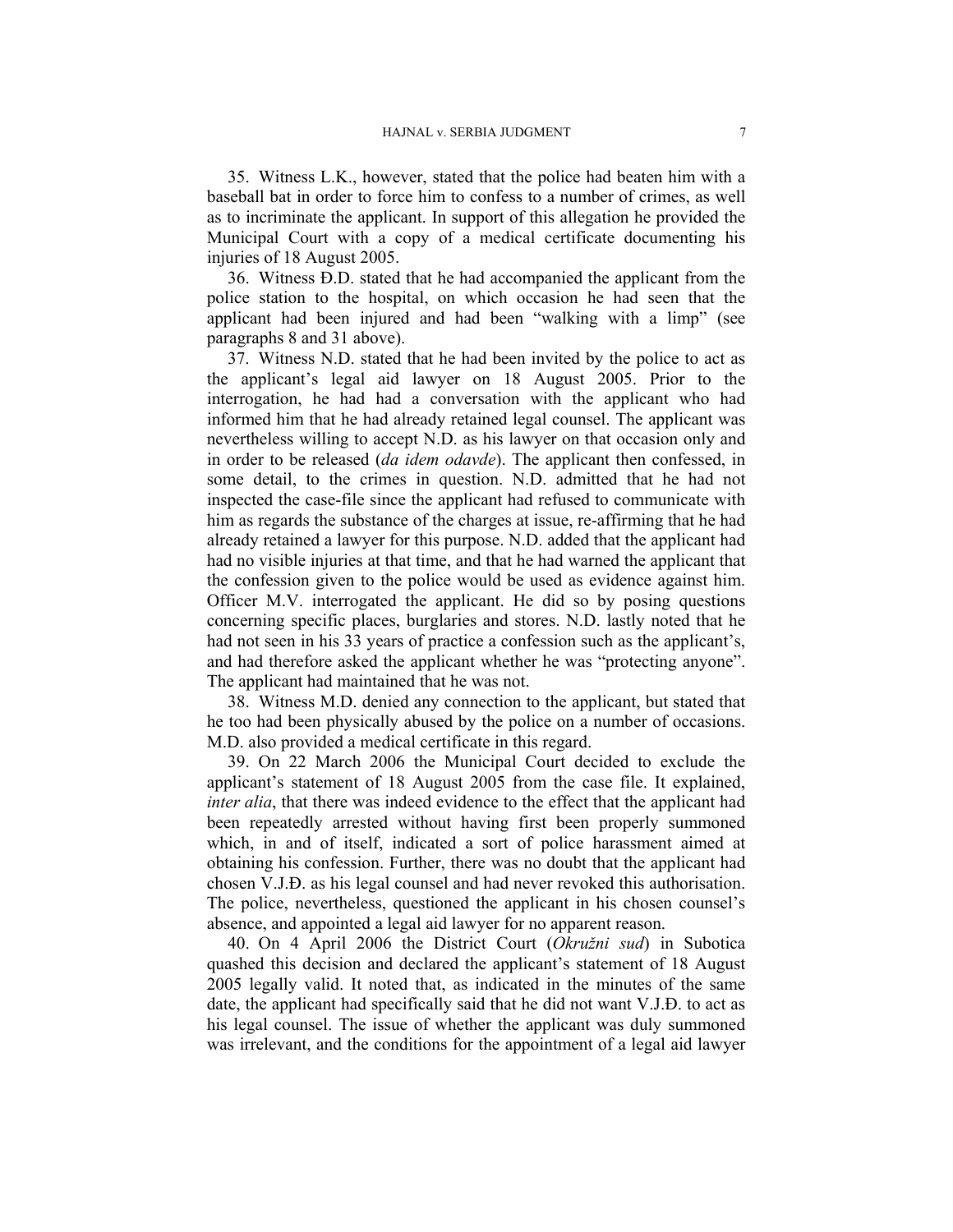35. Witness L.K., however, stated that the police had beaten him with a baseball bat in order to force him to confess to a number of crimes, as well as to incriminate the applicant. In support of this allegation he provided the Municipal Court with a copy of a medical certificate documenting his injuries of 18 August 2005.

36. Witness Đ.D. stated that he had accompanied the applicant from the police station to the hospital, on which occasion he had seen that the applicant had been injured and had been "walking with a limp" (see paragraphs 8 and 31 above).

37. Witness N.D. stated that he had been invited by the police to act as the applicant's legal aid lawyer on 18 August 2005. Prior to the interrogation, he had had a conversation with the applicant who had informed him that he had already retained legal counsel. The applicant was nevertheless willing to accept N.D. as his lawyer on that occasion only and in order to be released (*da idem odavde*). The applicant then confessed, in some detail, to the crimes in question. N.D. admitted that he had not inspected the case-file since the applicant had refused to communicate with him as regards the substance of the charges at issue, re-affirming that he had already retained a lawyer for this purpose. N.D. added that the applicant had had no visible injuries at that time, and that he had warned the applicant that the confession given to the police would be used as evidence against him. Officer M.V. interrogated the applicant. He did so by posing questions concerning specific places, burglaries and stores. N.D. lastly noted that he had not seen in his 33 years of practice a confession such as the applicant's, and had therefore asked the applicant whether he was "protecting anyone". The applicant had maintained that he was not.

38. Witness M.D. denied any connection to the applicant, but stated that he too had been physically abused by the police on a number of occasions. M.D. also provided a medical certificate in this regard.

39. On 22 March 2006 the Municipal Court decided to exclude the applicant's statement of 18 August 2005 from the case file. It explained, *inter alia*, that there was indeed evidence to the effect that the applicant had been repeatedly arrested without having first been properly summoned which, in and of itself, indicated a sort of police harassment aimed at obtaining his confession. Further, there was no doubt that the applicant had chosen V.J.Đ. as his legal counsel and had never revoked this authorisation. The police, nevertheless, questioned the applicant in his chosen counsel's absence, and appointed a legal aid lawyer for no apparent reason.

40. On 4 April 2006 the District Court (*Okružni sud*) in Subotica quashed this decision and declared the applicant's statement of 18 August 2005 legally valid. It noted that, as indicated in the minutes of the same date, the applicant had specifically said that he did not want V.J.Đ. to act as his legal counsel. The issue of whether the applicant was duly summoned was irrelevant, and the conditions for the appointment of a legal aid lawyer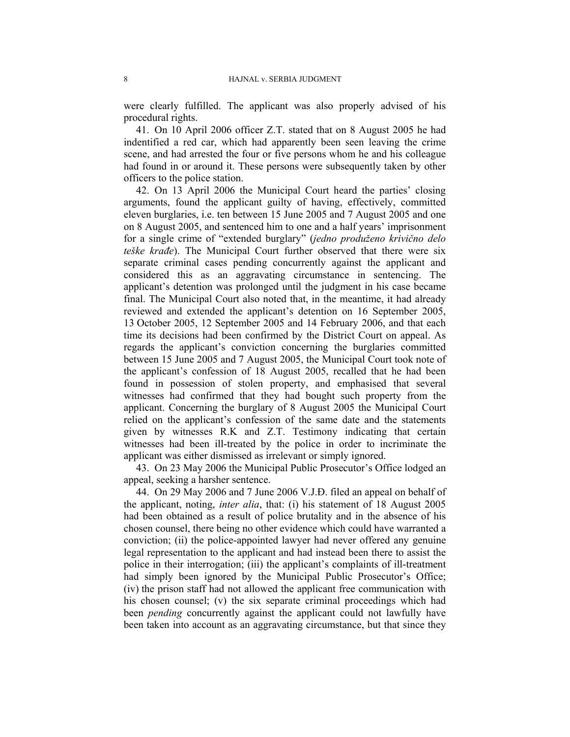were clearly fulfilled. The applicant was also properly advised of his procedural rights.

41. On 10 April 2006 officer Z.T. stated that on 8 August 2005 he had indentified a red car, which had apparently been seen leaving the crime scene, and had arrested the four or five persons whom he and his colleague had found in or around it. These persons were subsequently taken by other officers to the police station.

42. On 13 April 2006 the Municipal Court heard the parties' closing arguments, found the applicant guilty of having, effectively, committed eleven burglaries, i.e. ten between 15 June 2005 and 7 August 2005 and one on 8 August 2005, and sentenced him to one and a half years' imprisonment for a single crime of "extended burglary" (*jedno produženo krivično delo teške krađe*). The Municipal Court further observed that there were six separate criminal cases pending concurrently against the applicant and considered this as an aggravating circumstance in sentencing. The applicant's detention was prolonged until the judgment in his case became final. The Municipal Court also noted that, in the meantime, it had already reviewed and extended the applicant's detention on 16 September 2005, 13 October 2005, 12 September 2005 and 14 February 2006, and that each time its decisions had been confirmed by the District Court on appeal. As regards the applicant's conviction concerning the burglaries committed between 15 June 2005 and 7 August 2005, the Municipal Court took note of the applicant's confession of 18 August 2005, recalled that he had been found in possession of stolen property, and emphasised that several witnesses had confirmed that they had bought such property from the applicant. Concerning the burglary of 8 August 2005 the Municipal Court relied on the applicant's confession of the same date and the statements given by witnesses R.K and Z.T. Testimony indicating that certain witnesses had been ill-treated by the police in order to incriminate the applicant was either dismissed as irrelevant or simply ignored.

43. On 23 May 2006 the Municipal Public Prosecutor's Office lodged an appeal, seeking a harsher sentence.

44. On 29 May 2006 and 7 June 2006 V.J.Đ. filed an appeal on behalf of the applicant, noting, *inter alia*, that: (i) his statement of 18 August 2005 had been obtained as a result of police brutality and in the absence of his chosen counsel, there being no other evidence which could have warranted a conviction; (ii) the police-appointed lawyer had never offered any genuine legal representation to the applicant and had instead been there to assist the police in their interrogation; (iii) the applicant's complaints of ill-treatment had simply been ignored by the Municipal Public Prosecutor's Office; (iv) the prison staff had not allowed the applicant free communication with his chosen counsel; (v) the six separate criminal proceedings which had been *pending* concurrently against the applicant could not lawfully have been taken into account as an aggravating circumstance, but that since they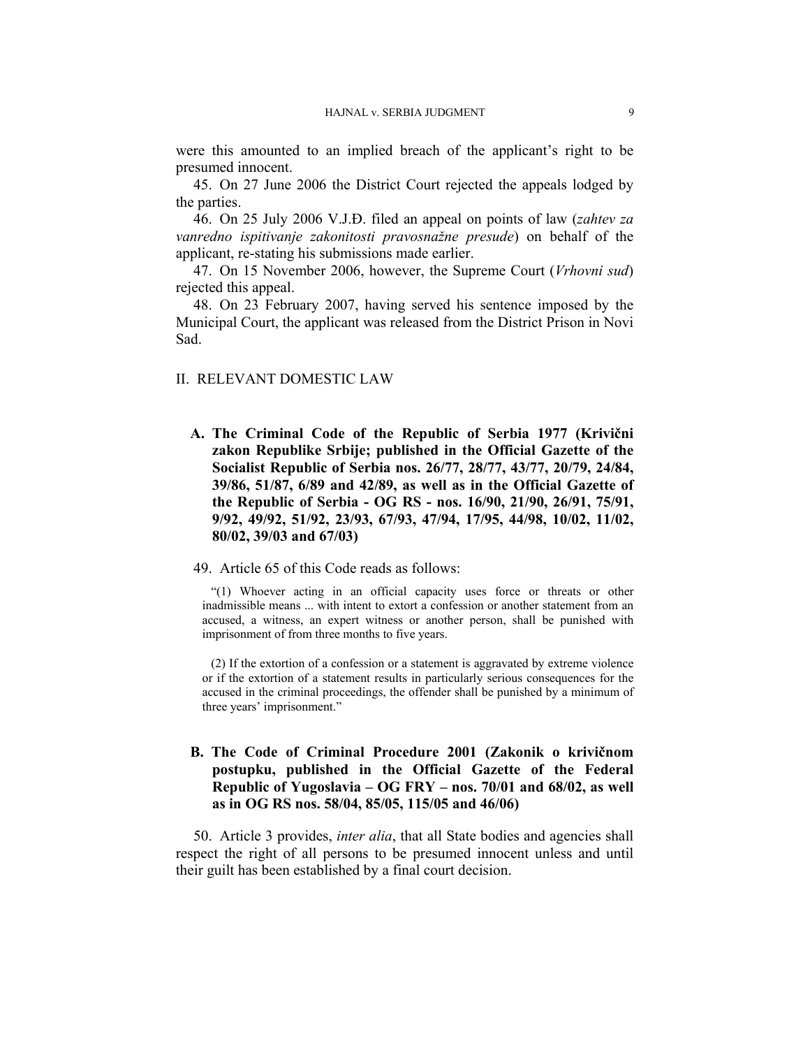were this amounted to an implied breach of the applicant's right to be presumed innocent.

45. On 27 June 2006 the District Court rejected the appeals lodged by the parties.

46. On 25 July 2006 V.J.Đ. filed an appeal on points of law (*zahtev za vanredno ispitivanje zakonitosti pravosnažne presude*) on behalf of the applicant, re-stating his submissions made earlier.

47. On 15 November 2006, however, the Supreme Court (*Vrhovni sud*) rejected this appeal.

48. On 23 February 2007, having served his sentence imposed by the Municipal Court, the applicant was released from the District Prison in Novi Sad.

## II. RELEVANT DOMESTIC LAW

### A. The Criminal Code of the Republic of Serbia 1977 (Krivični zakon Republike Srbije; published in the Official Gazette of the Socialist Republic of Serbia nos. 26/77, 28/77, 43/77, 20/79, 24/84, 39/86, 51/87, 6/89 and 42/89, as well as in the Official Gazette of the Republic of Serbia - OG RS - nos. 16/90, 21/90, 26/91, 75/91, 9/92, 49/92, 51/92, 23/93, 67/93, 47/94, 17/95, 44/98, 10/02, 11/02, 80/02, 39/03 and 67/03)

49. Article 65 of this Code reads as follows:

> "(1) Whoever acting in an official capacity uses force or threats or other inadmissible means ... with intent to extort a confession or another statement from an accused, a witness, an expert witness or another person, shall be punished with imprisonment of from three months to five years.
>
> (2) If the extortion of a confession or a statement is aggravated by extreme violence or if the extortion of a statement results in particularly serious consequences for the accused in the criminal proceedings, the offender shall be punished by a minimum of three years' imprisonment."

### B. The Code of Criminal Procedure 2001 (Zakonik o krivičnom postupku, published in the Official Gazette of the Federal Republic of Yugoslavia – OG FRY – nos. 70/01 and 68/02, as well as in OG RS nos. 58/04, 85/05, 115/05 and 46/06)

50. Article 3 provides, *inter alia*, that all State bodies and agencies shall respect the right of all persons to be presumed innocent unless and until their guilt has been established by a final court decision.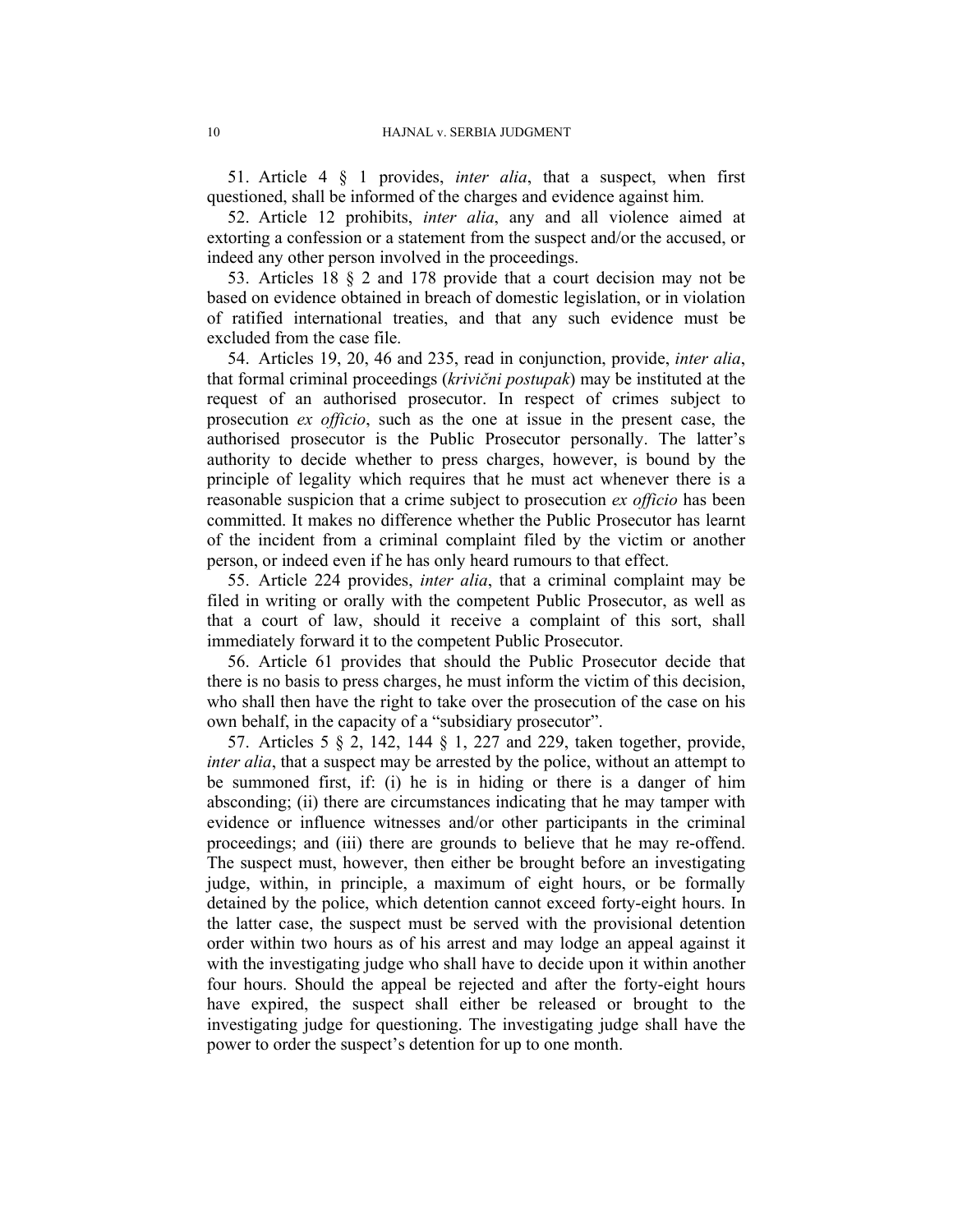51. Article 4 § 1 provides, *inter alia*, that a suspect, when first questioned, shall be informed of the charges and evidence against him.

52. Article 12 prohibits, *inter alia*, any and all violence aimed at extorting a confession or a statement from the suspect and/or the accused, or indeed any other person involved in the proceedings.

53. Articles 18 § 2 and 178 provide that a court decision may not be based on evidence obtained in breach of domestic legislation, or in violation of ratified international treaties, and that any such evidence must be excluded from the case file.

54. Articles 19, 20, 46 and 235, read in conjunction, provide, *inter alia*, that formal criminal proceedings (*krivični postupak*) may be instituted at the request of an authorised prosecutor. In respect of crimes subject to prosecution *ex officio*, such as the one at issue in the present case, the authorised prosecutor is the Public Prosecutor personally. The latter's authority to decide whether to press charges, however, is bound by the principle of legality which requires that he must act whenever there is a reasonable suspicion that a crime subject to prosecution *ex officio* has been committed. It makes no difference whether the Public Prosecutor has learnt of the incident from a criminal complaint filed by the victim or another person, or indeed even if he has only heard rumours to that effect.

55. Article 224 provides, *inter alia*, that a criminal complaint may be filed in writing or orally with the competent Public Prosecutor, as well as that a court of law, should it receive a complaint of this sort, shall immediately forward it to the competent Public Prosecutor.

56. Article 61 provides that should the Public Prosecutor decide that there is no basis to press charges, he must inform the victim of this decision, who shall then have the right to take over the prosecution of the case on his own behalf, in the capacity of a "subsidiary prosecutor".

57. Articles 5 § 2, 142, 144 § 1, 227 and 229, taken together, provide, *inter alia*, that a suspect may be arrested by the police, without an attempt to be summoned first, if: (i) he is in hiding or there is a danger of him absconding; (ii) there are circumstances indicating that he may tamper with evidence or influence witnesses and/or other participants in the criminal proceedings; and (iii) there are grounds to believe that he may re-offend. The suspect must, however, then either be brought before an investigating judge, within, in principle, a maximum of eight hours, or be formally detained by the police, which detention cannot exceed forty-eight hours. In the latter case, the suspect must be served with the provisional detention order within two hours as of his arrest and may lodge an appeal against it with the investigating judge who shall have to decide upon it within another four hours. Should the appeal be rejected and after the forty-eight hours have expired, the suspect shall either be released or brought to the investigating judge for questioning. The investigating judge shall have the power to order the suspect's detention for up to one month.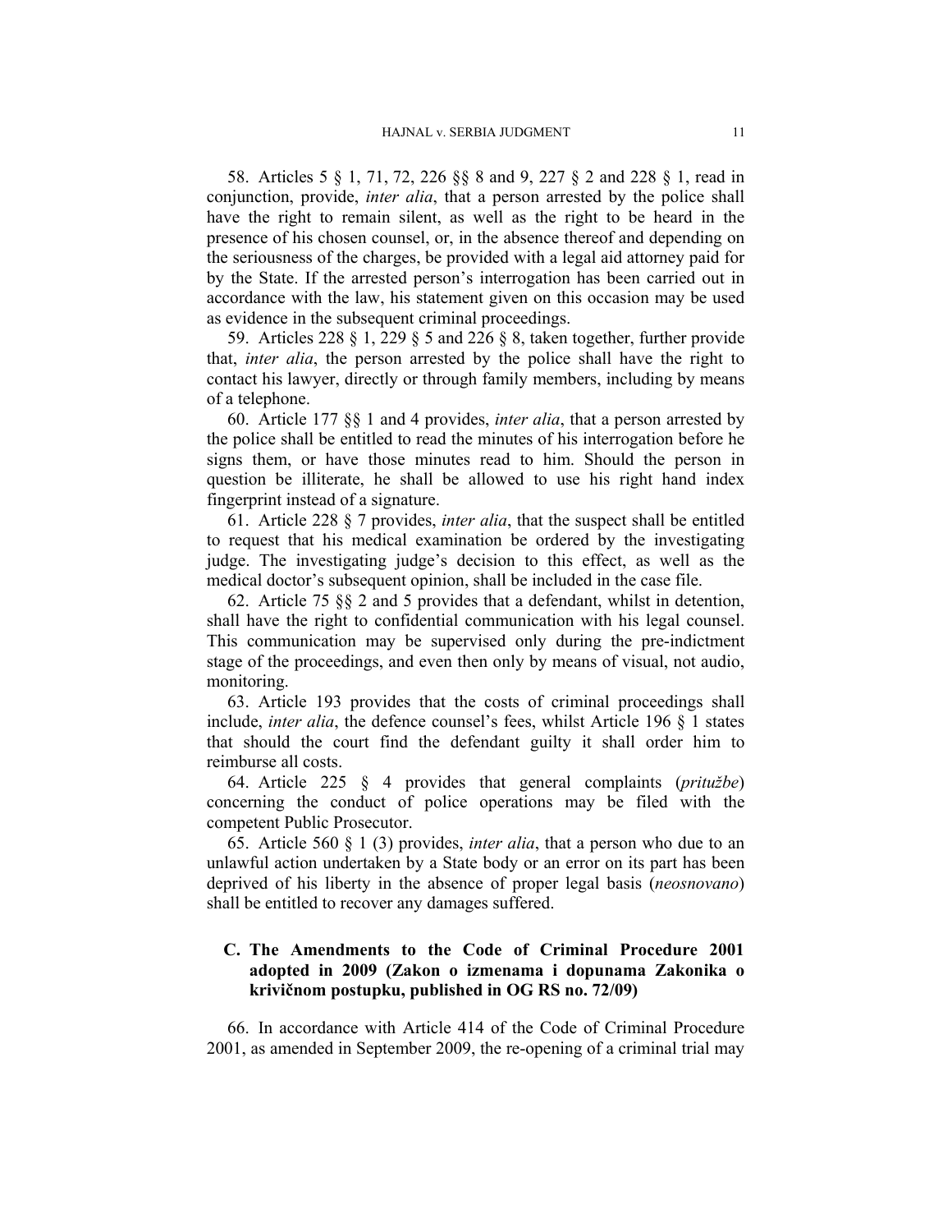58. Articles 5 § 1, 71, 72, 226 §§ 8 and 9, 227 § 2 and 228 § 1, read in conjunction, provide, *inter alia*, that a person arrested by the police shall have the right to remain silent, as well as the right to be heard in the presence of his chosen counsel, or, in the absence thereof and depending on the seriousness of the charges, be provided with a legal aid attorney paid for by the State. If the arrested person's interrogation has been carried out in accordance with the law, his statement given on this occasion may be used as evidence in the subsequent criminal proceedings.

59. Articles 228 § 1, 229 § 5 and 226 § 8, taken together, further provide that, *inter alia*, the person arrested by the police shall have the right to contact his lawyer, directly or through family members, including by means of a telephone.

60. Article 177 §§ 1 and 4 provides, *inter alia*, that a person arrested by the police shall be entitled to read the minutes of his interrogation before he signs them, or have those minutes read to him. Should the person in question be illiterate, he shall be allowed to use his right hand index fingerprint instead of a signature.

61. Article 228 § 7 provides, *inter alia*, that the suspect shall be entitled to request that his medical examination be ordered by the investigating judge. The investigating judge's decision to this effect, as well as the medical doctor's subsequent opinion, shall be included in the case file.

62. Article 75 §§ 2 and 5 provides that a defendant, whilst in detention, shall have the right to confidential communication with his legal counsel. This communication may be supervised only during the pre-indictment stage of the proceedings, and even then only by means of visual, not audio, monitoring.

63. Article 193 provides that the costs of criminal proceedings shall include, *inter alia*, the defence counsel's fees, whilst Article 196 § 1 states that should the court find the defendant guilty it shall order him to reimburse all costs.

64. Article 225 § 4 provides that general complaints (*pritužbe*) concerning the conduct of police operations may be filed with the competent Public Prosecutor.

65. Article 560 § 1 (3) provides, *inter alia*, that a person who due to an unlawful action undertaken by a State body or an error on its part has been deprived of his liberty in the absence of proper legal basis (*neosnovano*) shall be entitled to recover any damages suffered.

### C. The Amendments to the Code of Criminal Procedure 2001 adopted in 2009 (Zakon o izmenama i dopunama Zakonika o krivičnom postupku, published in OG RS no. 72/09)

66. In accordance with Article 414 of the Code of Criminal Procedure 2001, as amended in September 2009, the re-opening of a criminal trial may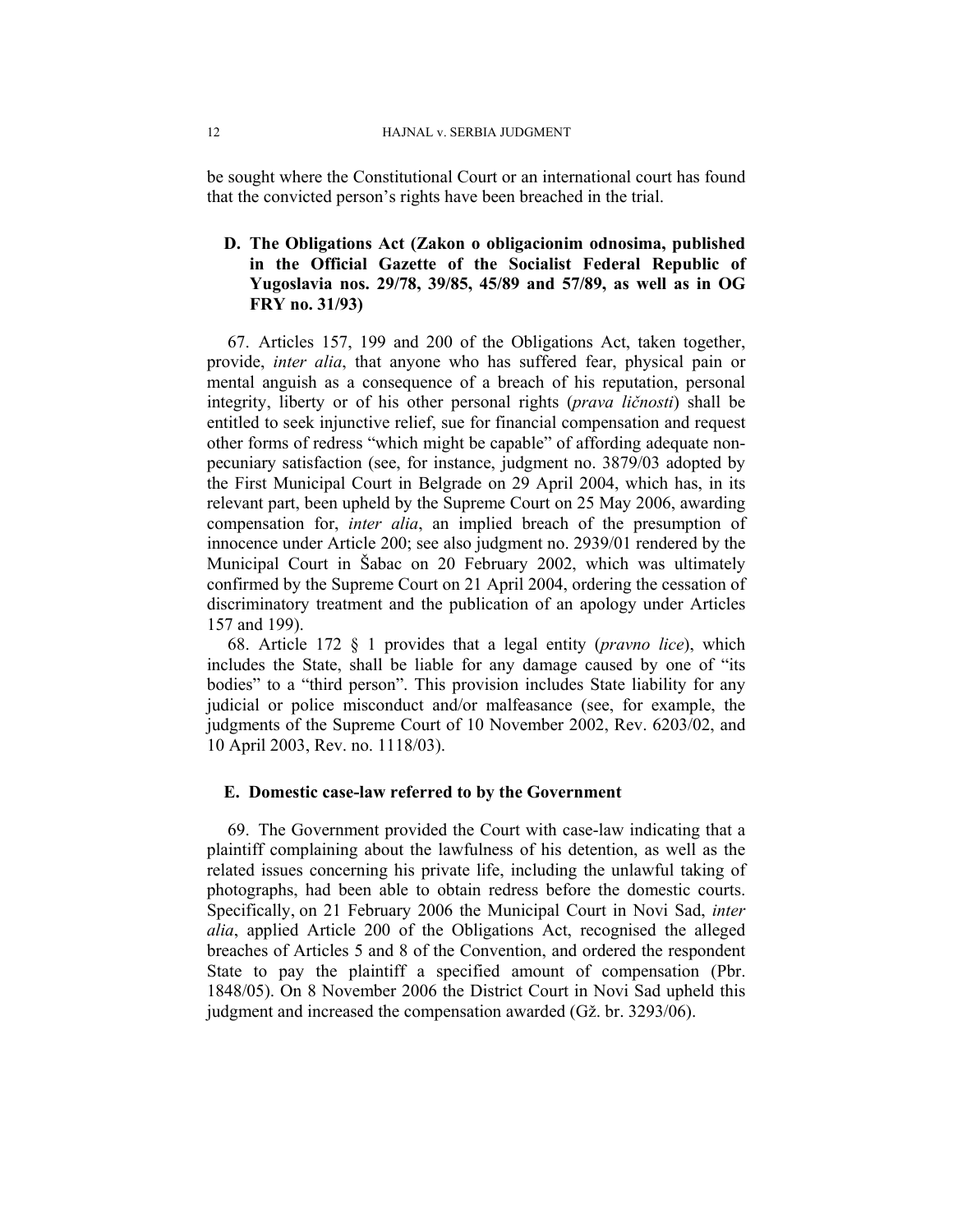be sought where the Constitutional Court or an international court has found that the convicted person's rights have been breached in the trial.

### D. The Obligations Act (Zakon o obligacionim odnosima, published in the Official Gazette of the Socialist Federal Republic of Yugoslavia nos. 29/78, 39/85, 45/89 and 57/89, as well as in OG FRY no. 31/93)

67. Articles 157, 199 and 200 of the Obligations Act, taken together, provide, *inter alia*, that anyone who has suffered fear, physical pain or mental anguish as a consequence of a breach of his reputation, personal integrity, liberty or of his other personal rights (*prava ličnosti*) shall be entitled to seek injunctive relief, sue for financial compensation and request other forms of redress "which might be capable" of affording adequate non-pecuniary satisfaction (see, for instance, judgment no. 3879/03 adopted by the First Municipal Court in Belgrade on 29 April 2004, which has, in its relevant part, been upheld by the Supreme Court on 25 May 2006, awarding compensation for, *inter alia*, an implied breach of the presumption of innocence under Article 200; see also judgment no. 2939/01 rendered by the Municipal Court in Šabac on 20 February 2002, which was ultimately confirmed by the Supreme Court on 21 April 2004, ordering the cessation of discriminatory treatment and the publication of an apology under Articles 157 and 199).

68. Article 172 § 1 provides that a legal entity (*pravno lice*), which includes the State, shall be liable for any damage caused by one of "its bodies" to a "third person". This provision includes State liability for any judicial or police misconduct and/or malfeasance (see, for example, the judgments of the Supreme Court of 10 November 2002, Rev. 6203/02, and 10 April 2003, Rev. no. 1118/03).

### E. Domestic case-law referred to by the Government

69. The Government provided the Court with case-law indicating that a plaintiff complaining about the lawfulness of his detention, as well as the related issues concerning his private life, including the unlawful taking of photographs, had been able to obtain redress before the domestic courts. Specifically, on 21 February 2006 the Municipal Court in Novi Sad, *inter alia*, applied Article 200 of the Obligations Act, recognised the alleged breaches of Articles 5 and 8 of the Convention, and ordered the respondent State to pay the plaintiff a specified amount of compensation (Pbr. 1848/05). On 8 November 2006 the District Court in Novi Sad upheld this judgment and increased the compensation awarded (Gž. br. 3293/06).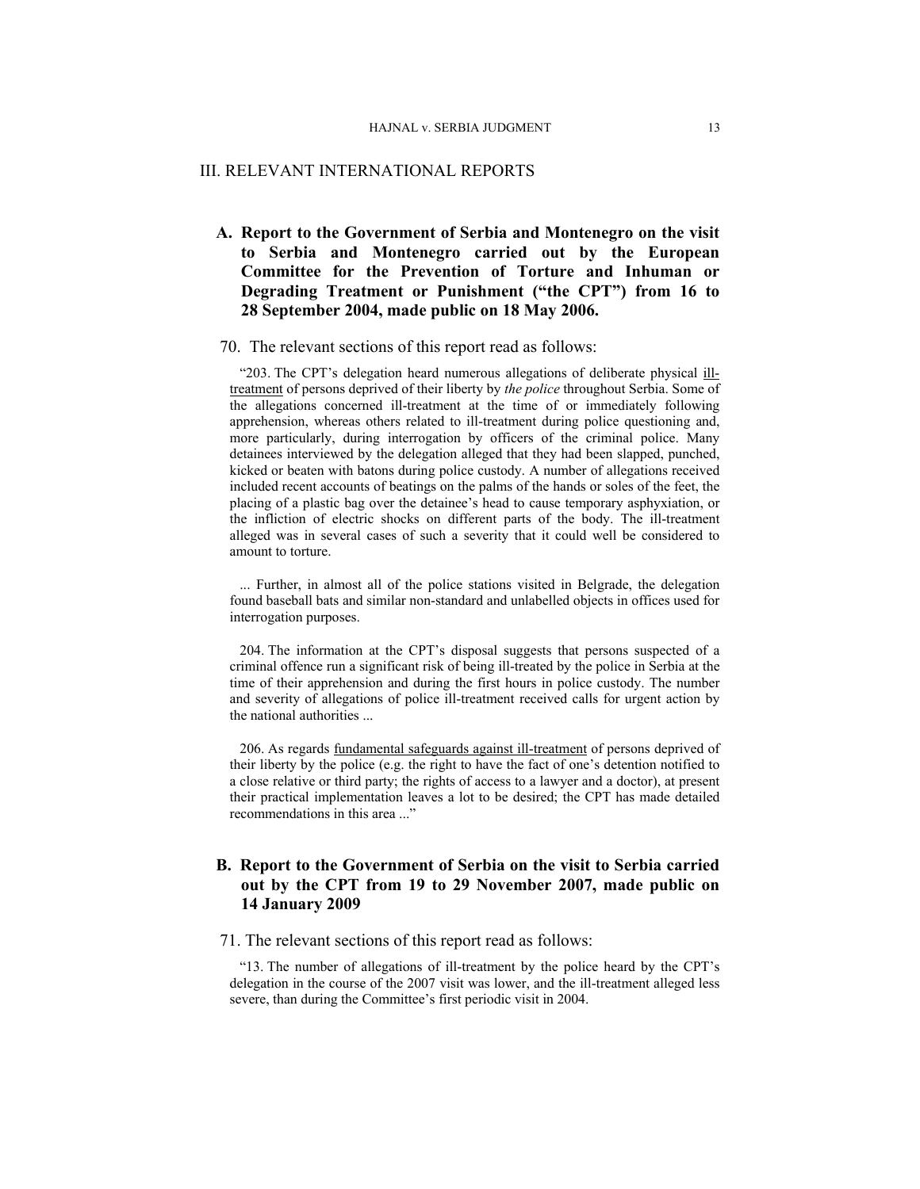## III. RELEVANT INTERNATIONAL REPORTS

### A. Report to the Government of Serbia and Montenegro on the visit to Serbia and Montenegro carried out by the European Committee for the Prevention of Torture and Inhuman or Degrading Treatment or Punishment ("the CPT") from 16 to 28 September 2004, made public on 18 May 2006.

70. The relevant sections of this report read as follows:

"203. The CPT's delegation heard numerous allegations of deliberate physical ill-treatment of persons deprived of their liberty by *the police* throughout Serbia. Some of the allegations concerned ill-treatment at the time of or immediately following apprehension, whereas others related to ill-treatment during police questioning and, more particularly, during interrogation by officers of the criminal police. Many detainees interviewed by the delegation alleged that they had been slapped, punched, kicked or beaten with batons during police custody. A number of allegations received included recent accounts of beatings on the palms of the hands or soles of the feet, the placing of a plastic bag over the detainee's head to cause temporary asphyxiation, or the infliction of electric shocks on different parts of the body. The ill-treatment alleged was in several cases of such a severity that it could well be considered to amount to torture.

... Further, in almost all of the police stations visited in Belgrade, the delegation found baseball bats and similar non-standard and unlabelled objects in offices used for interrogation purposes.

204. The information at the CPT's disposal suggests that persons suspected of a criminal offence run a significant risk of being ill-treated by the police in Serbia at the time of their apprehension and during the first hours in police custody. The number and severity of allegations of police ill-treatment received calls for urgent action by the national authorities ...

206. As regards fundamental safeguards against ill-treatment of persons deprived of their liberty by the police (e.g. the right to have the fact of one's detention notified to a close relative or third party; the rights of access to a lawyer and a doctor), at present their practical implementation leaves a lot to be desired; the CPT has made detailed recommendations in this area ..."

### B. Report to the Government of Serbia on the visit to Serbia carried out by the CPT from 19 to 29 November 2007, made public on 14 January 2009

71. The relevant sections of this report read as follows:

"13. The number of allegations of ill-treatment by the police heard by the CPT's delegation in the course of the 2007 visit was lower, and the ill-treatment alleged less severe, than during the Committee's first periodic visit in 2004.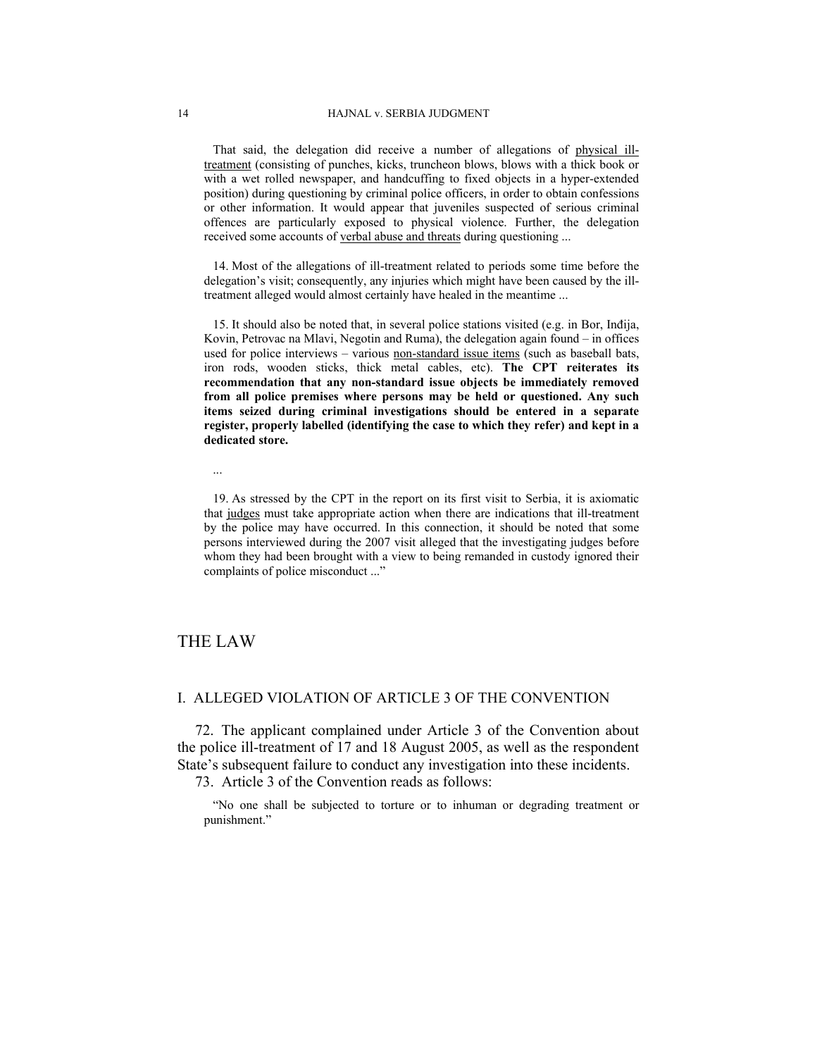That said, the delegation did receive a number of allegations of physical ill-treatment (consisting of punches, kicks, truncheon blows, blows with a thick book or with a wet rolled newspaper, and handcuffing to fixed objects in a hyper-extended position) during questioning by criminal police officers, in order to obtain confessions or other information. It would appear that juveniles suspected of serious criminal offences are particularly exposed to physical violence. Further, the delegation received some accounts of verbal abuse and threats during questioning ...

14. Most of the allegations of ill-treatment related to periods some time before the delegation's visit; consequently, any injuries which might have been caused by the ill-treatment alleged would almost certainly have healed in the meantime ...

15. It should also be noted that, in several police stations visited (e.g. in Bor, Inđija, Kovin, Petrovac na Mlavi, Negotin and Ruma), the delegation again found – in offices used for police interviews – various non-standard issue items (such as baseball bats, iron rods, wooden sticks, thick metal cables, etc). **The CPT reiterates its recommendation that any non-standard issue objects be immediately removed from all police premises where persons may be held or questioned. Any such items seized during criminal investigations should be entered in a separate register, properly labelled (identifying the case to which they refer) and kept in a dedicated store.**

...

19. As stressed by the CPT in the report on its first visit to Serbia, it is axiomatic that judges must take appropriate action when there are indications that ill-treatment by the police may have occurred. In this connection, it should be noted that some persons interviewed during the 2007 visit alleged that the investigating judges before whom they had been brought with a view to being remanded in custody ignored their complaints of police misconduct ..."

# THE LAW

## I. ALLEGED VIOLATION OF ARTICLE 3 OF THE CONVENTION

72. The applicant complained under Article 3 of the Convention about the police ill-treatment of 17 and 18 August 2005, as well as the respondent State's subsequent failure to conduct any investigation into these incidents.

73. Article 3 of the Convention reads as follows:

"No one shall be subjected to torture or to inhuman or degrading treatment or punishment."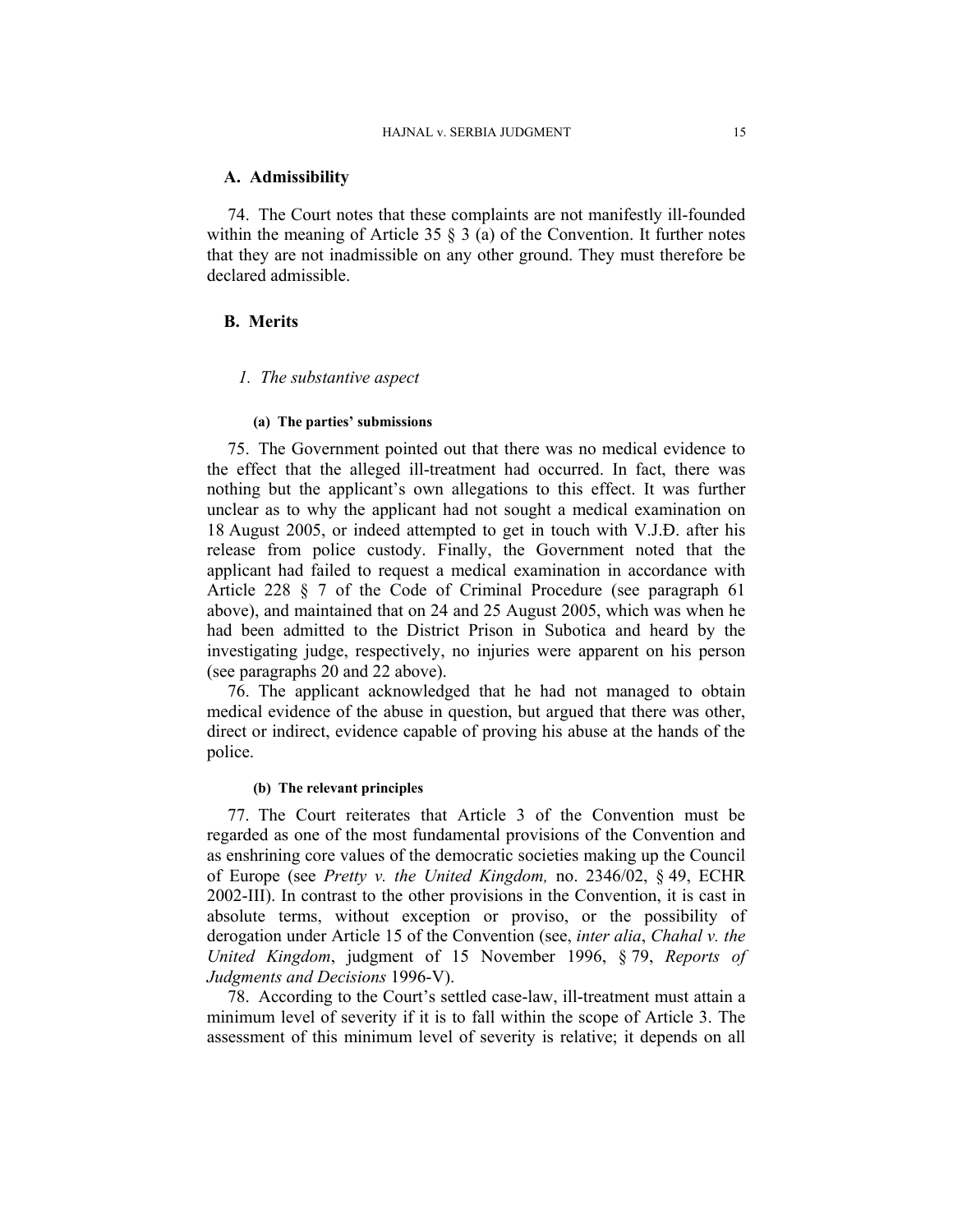## A. Admissibility

74. The Court notes that these complaints are not manifestly ill-founded within the meaning of Article 35 § 3 (a) of the Convention. It further notes that they are not inadmissible on any other ground. They must therefore be declared admissible.

## B. Merits

### 1. *The substantive aspect*

#### (a) The parties' submissions

75. The Government pointed out that there was no medical evidence to the effect that the alleged ill-treatment had occurred. In fact, there was nothing but the applicant's own allegations to this effect. It was further unclear as to why the applicant had not sought a medical examination on 18 August 2005, or indeed attempted to get in touch with V.J.Đ. after his release from police custody. Finally, the Government noted that the applicant had failed to request a medical examination in accordance with Article 228 § 7 of the Code of Criminal Procedure (see paragraph 61 above), and maintained that on 24 and 25 August 2005, which was when he had been admitted to the District Prison in Subotica and heard by the investigating judge, respectively, no injuries were apparent on his person (see paragraphs 20 and 22 above).

76. The applicant acknowledged that he had not managed to obtain medical evidence of the abuse in question, but argued that there was other, direct or indirect, evidence capable of proving his abuse at the hands of the police.

#### (b) The relevant principles

77. The Court reiterates that Article 3 of the Convention must be regarded as one of the most fundamental provisions of the Convention and as enshrining core values of the democratic societies making up the Council of Europe (see *Pretty v. the United Kingdom,* no. 2346/02, § 49, ECHR 2002-III). In contrast to the other provisions in the Convention, it is cast in absolute terms, without exception or proviso, or the possibility of derogation under Article 15 of the Convention (see, *inter alia*, *Chahal v. the United Kingdom*, judgment of 15 November 1996, § 79, *Reports of Judgments and Decisions* 1996-V).

78. According to the Court's settled case-law, ill-treatment must attain a minimum level of severity if it is to fall within the scope of Article 3. The assessment of this minimum level of severity is relative; it depends on all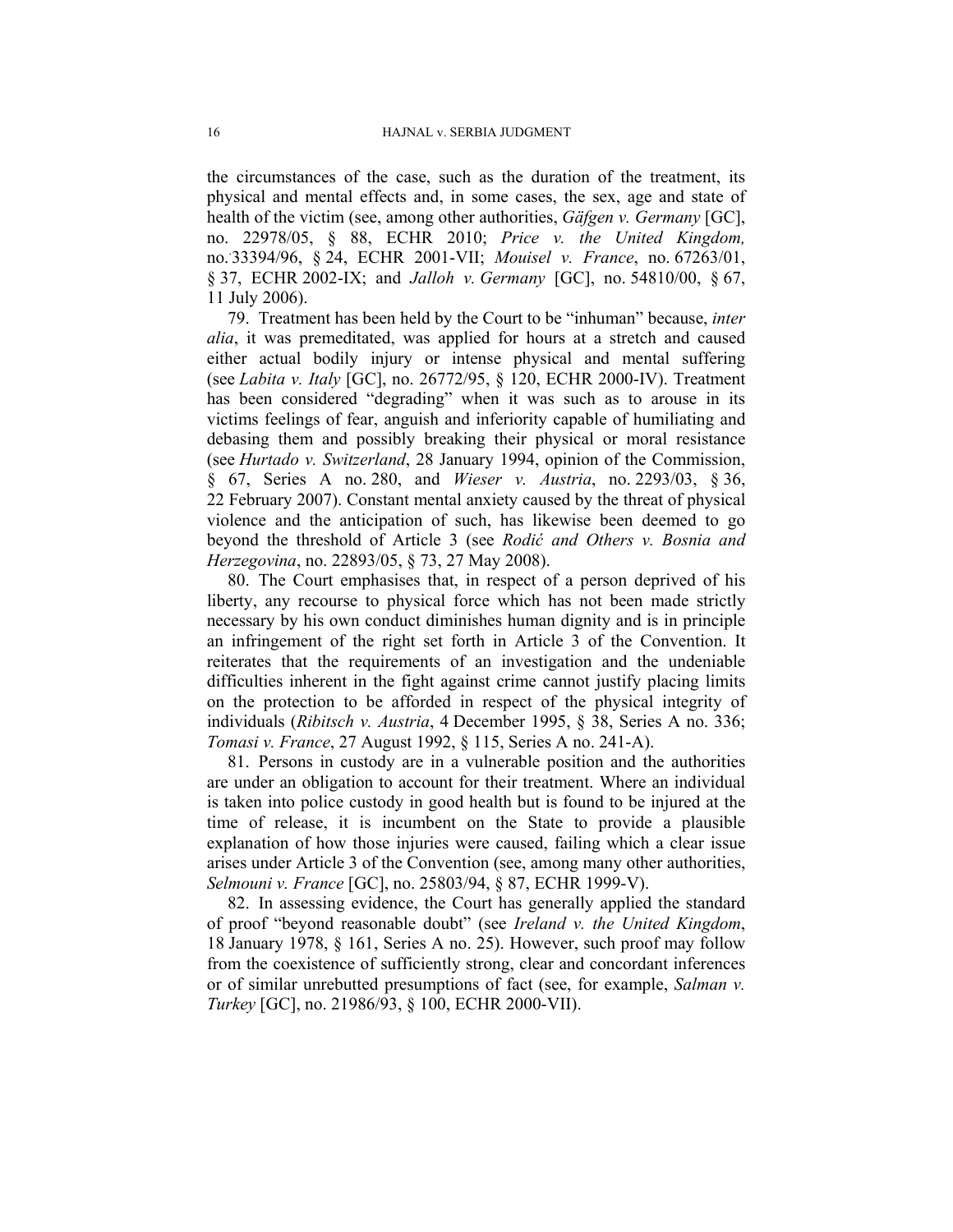the circumstances of the case, such as the duration of the treatment, its physical and mental effects and, in some cases, the sex, age and state of health of the victim (see, among other authorities, *Gäfgen v. Germany* [GC], no. 22978/05, § 88, ECHR 2010; *Price v. the United Kingdom,* no. 33394/96, § 24, ECHR 2001-VII; *Mouisel v. France*, no. 67263/01, § 37, ECHR 2002-IX; and *Jalloh v. Germany* [GC], no. 54810/00, § 67, 11 July 2006).

79. Treatment has been held by the Court to be "inhuman" because, *inter alia*, it was premeditated, was applied for hours at a stretch and caused either actual bodily injury or intense physical and mental suffering (see *Labita v. Italy* [GC], no. 26772/95, § 120, ECHR 2000-IV). Treatment has been considered "degrading" when it was such as to arouse in its victims feelings of fear, anguish and inferiority capable of humiliating and debasing them and possibly breaking their physical or moral resistance (see *Hurtado v. Switzerland*, 28 January 1994, opinion of the Commission, § 67, Series A no. 280, and *Wieser v. Austria*, no. 2293/03, § 36, 22 February 2007). Constant mental anxiety caused by the threat of physical violence and the anticipation of such, has likewise been deemed to go beyond the threshold of Article 3 (see *Rodić and Others v. Bosnia and Herzegovina*, no. 22893/05, § 73, 27 May 2008).

80. The Court emphasises that, in respect of a person deprived of his liberty, any recourse to physical force which has not been made strictly necessary by his own conduct diminishes human dignity and is in principle an infringement of the right set forth in Article 3 of the Convention. It reiterates that the requirements of an investigation and the undeniable difficulties inherent in the fight against crime cannot justify placing limits on the protection to be afforded in respect of the physical integrity of individuals (*Ribitsch v. Austria*, 4 December 1995, § 38, Series A no. 336; *Tomasi v. France*, 27 August 1992, § 115, Series A no. 241-A).

81. Persons in custody are in a vulnerable position and the authorities are under an obligation to account for their treatment. Where an individual is taken into police custody in good health but is found to be injured at the time of release, it is incumbent on the State to provide a plausible explanation of how those injuries were caused, failing which a clear issue arises under Article 3 of the Convention (see, among many other authorities, *Selmouni v. France* [GC], no. 25803/94, § 87, ECHR 1999-V).

82. In assessing evidence, the Court has generally applied the standard of proof "beyond reasonable doubt" (see *Ireland v. the United Kingdom*, 18 January 1978, § 161, Series A no. 25). However, such proof may follow from the coexistence of sufficiently strong, clear and concordant inferences or of similar unrebutted presumptions of fact (see, for example, *Salman v. Turkey* [GC], no. 21986/93, § 100, ECHR 2000-VII).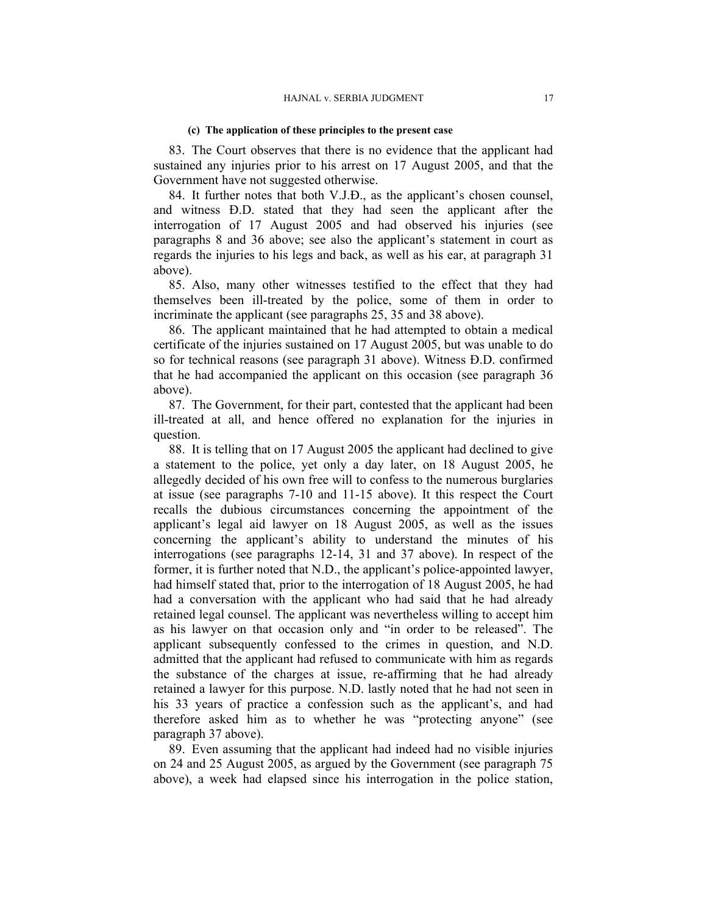#### (c) The application of these principles to the present case

83. The Court observes that there is no evidence that the applicant had sustained any injuries prior to his arrest on 17 August 2005, and that the Government have not suggested otherwise.

84. It further notes that both V.J.Đ., as the applicant's chosen counsel, and witness Đ.D. stated that they had seen the applicant after the interrogation of 17 August 2005 and had observed his injuries (see paragraphs 8 and 36 above; see also the applicant's statement in court as regards the injuries to his legs and back, as well as his ear, at paragraph 31 above).

85. Also, many other witnesses testified to the effect that they had themselves been ill-treated by the police, some of them in order to incriminate the applicant (see paragraphs 25, 35 and 38 above).

86. The applicant maintained that he had attempted to obtain a medical certificate of the injuries sustained on 17 August 2005, but was unable to do so for technical reasons (see paragraph 31 above). Witness Đ.D. confirmed that he had accompanied the applicant on this occasion (see paragraph 36 above).

87. The Government, for their part, contested that the applicant had been ill-treated at all, and hence offered no explanation for the injuries in question.

88. It is telling that on 17 August 2005 the applicant had declined to give a statement to the police, yet only a day later, on 18 August 2005, he allegedly decided of his own free will to confess to the numerous burglaries at issue (see paragraphs 7-10 and 11-15 above). It this respect the Court recalls the dubious circumstances concerning the appointment of the applicant's legal aid lawyer on 18 August 2005, as well as the issues concerning the applicant's ability to understand the minutes of his interrogations (see paragraphs 12-14, 31 and 37 above). In respect of the former, it is further noted that N.D., the applicant's police-appointed lawyer, had himself stated that, prior to the interrogation of 18 August 2005, he had had a conversation with the applicant who had said that he had already retained legal counsel. The applicant was nevertheless willing to accept him as his lawyer on that occasion only and "in order to be released". The applicant subsequently confessed to the crimes in question, and N.D. admitted that the applicant had refused to communicate with him as regards the substance of the charges at issue, re-affirming that he had already retained a lawyer for this purpose. N.D. lastly noted that he had not seen in his 33 years of practice a confession such as the applicant's, and had therefore asked him as to whether he was "protecting anyone" (see paragraph 37 above).

89. Even assuming that the applicant had indeed had no visible injuries on 24 and 25 August 2005, as argued by the Government (see paragraph 75 above), a week had elapsed since his interrogation in the police station,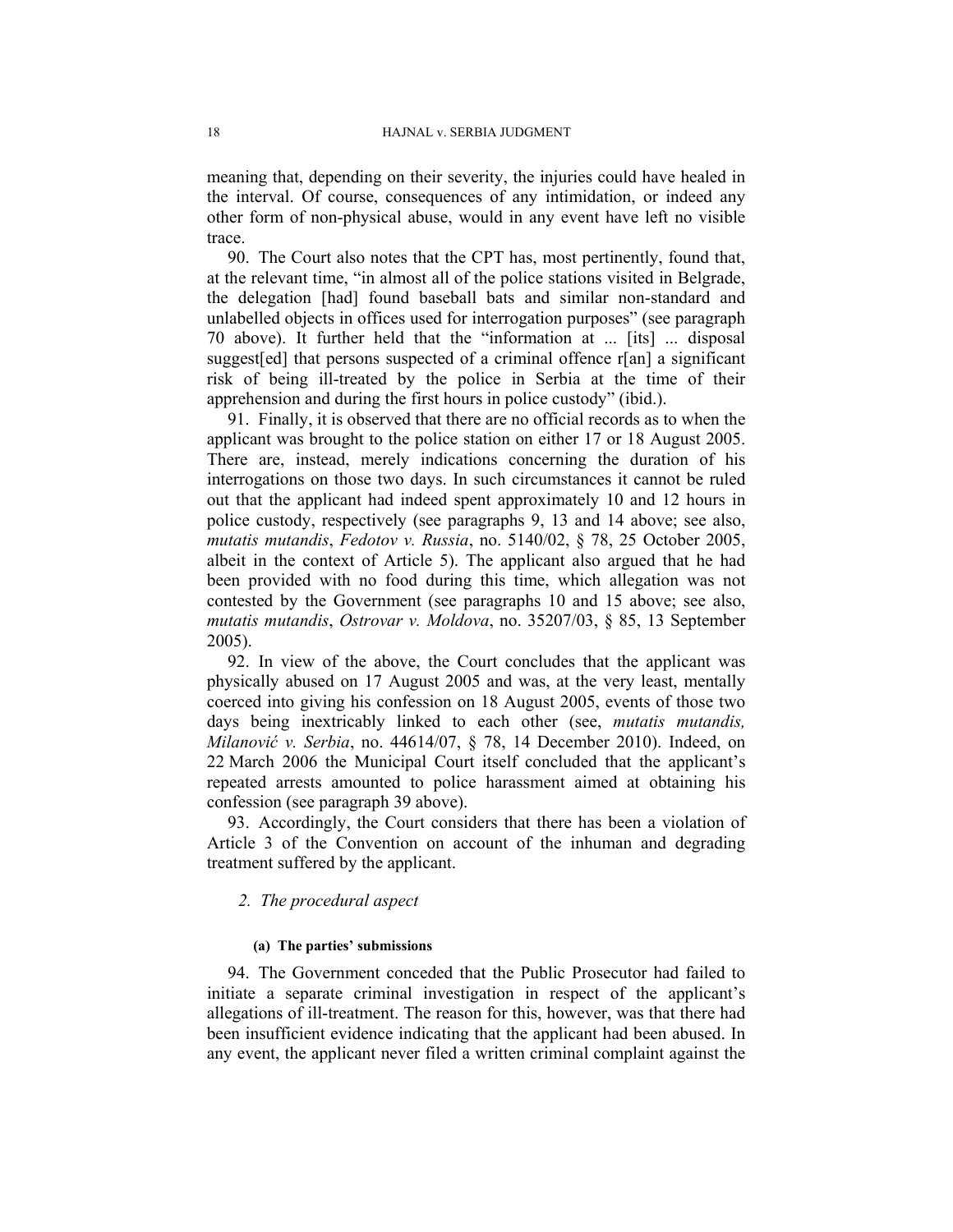meaning that, depending on their severity, the injuries could have healed in the interval. Of course, consequences of any intimidation, or indeed any other form of non-physical abuse, would in any event have left no visible trace.

90. The Court also notes that the CPT has, most pertinently, found that, at the relevant time, "in almost all of the police stations visited in Belgrade, the delegation [had] found baseball bats and similar non-standard and unlabelled objects in offices used for interrogation purposes" (see paragraph 70 above). It further held that the "information at ... [its] ... disposal suggest[ed] that persons suspected of a criminal offence r[an] a significant risk of being ill-treated by the police in Serbia at the time of their apprehension and during the first hours in police custody" (ibid.).

91. Finally, it is observed that there are no official records as to when the applicant was brought to the police station on either 17 or 18 August 2005. There are, instead, merely indications concerning the duration of his interrogations on those two days. In such circumstances it cannot be ruled out that the applicant had indeed spent approximately 10 and 12 hours in police custody, respectively (see paragraphs 9, 13 and 14 above; see also, *mutatis mutandis*, *Fedotov v. Russia*, no. 5140/02, § 78, 25 October 2005, albeit in the context of Article 5). The applicant also argued that he had been provided with no food during this time, which allegation was not contested by the Government (see paragraphs 10 and 15 above; see also, *mutatis mutandis*, *Ostrovar v. Moldova*, no. 35207/03, § 85, 13 September 2005).

92. In view of the above, the Court concludes that the applicant was physically abused on 17 August 2005 and was, at the very least, mentally coerced into giving his confession on 18 August 2005, events of those two days being inextricably linked to each other (see, *mutatis mutandis, Milanović v. Serbia*, no. 44614/07, § 78, 14 December 2010). Indeed, on 22 March 2006 the Municipal Court itself concluded that the applicant's repeated arrests amounted to police harassment aimed at obtaining his confession (see paragraph 39 above).

93. Accordingly, the Court considers that there has been a violation of Article 3 of the Convention on account of the inhuman and degrading treatment suffered by the applicant.

### 2. *The procedural aspect*

#### (a) The parties' submissions

94. The Government conceded that the Public Prosecutor had failed to initiate a separate criminal investigation in respect of the applicant's allegations of ill-treatment. The reason for this, however, was that there had been insufficient evidence indicating that the applicant had been abused. In any event, the applicant never filed a written criminal complaint against the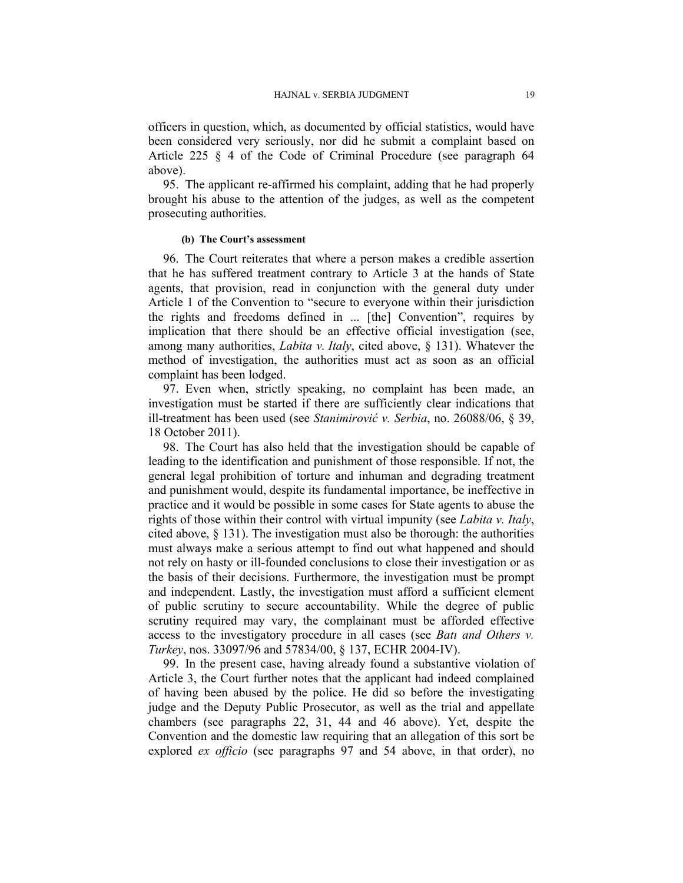officers in question, which, as documented by official statistics, would have been considered very seriously, nor did he submit a complaint based on Article 225 § 4 of the Code of Criminal Procedure (see paragraph 64 above).

95. The applicant re-affirmed his complaint, adding that he had properly brought his abuse to the attention of the judges, as well as the competent prosecuting authorities.

#### (b) The Court's assessment

96. The Court reiterates that where a person makes a credible assertion that he has suffered treatment contrary to Article 3 at the hands of State agents, that provision, read in conjunction with the general duty under Article 1 of the Convention to "secure to everyone within their jurisdiction the rights and freedoms defined in ... [the] Convention", requires by implication that there should be an effective official investigation (see, among many authorities, *Labita v. Italy*, cited above, § 131). Whatever the method of investigation, the authorities must act as soon as an official complaint has been lodged.

97. Even when, strictly speaking, no complaint has been made, an investigation must be started if there are sufficiently clear indications that ill-treatment has been used (see *Stanimirović v. Serbia*, no. 26088/06, § 39, 18 October 2011).

98. The Court has also held that the investigation should be capable of leading to the identification and punishment of those responsible. If not, the general legal prohibition of torture and inhuman and degrading treatment and punishment would, despite its fundamental importance, be ineffective in practice and it would be possible in some cases for State agents to abuse the rights of those within their control with virtual impunity (see *Labita v. Italy*, cited above, § 131). The investigation must also be thorough: the authorities must always make a serious attempt to find out what happened and should not rely on hasty or ill-founded conclusions to close their investigation or as the basis of their decisions. Furthermore, the investigation must be prompt and independent. Lastly, the investigation must afford a sufficient element of public scrutiny to secure accountability. While the degree of public scrutiny required may vary, the complainant must be afforded effective access to the investigatory procedure in all cases (see *Batı and Others v. Turkey*, nos. 33097/96 and 57834/00, § 137, ECHR 2004-IV).

99. In the present case, having already found a substantive violation of Article 3, the Court further notes that the applicant had indeed complained of having been abused by the police. He did so before the investigating judge and the Deputy Public Prosecutor, as well as the trial and appellate chambers (see paragraphs 22, 31, 44 and 46 above). Yet, despite the Convention and the domestic law requiring that an allegation of this sort be explored *ex officio* (see paragraphs 97 and 54 above, in that order), no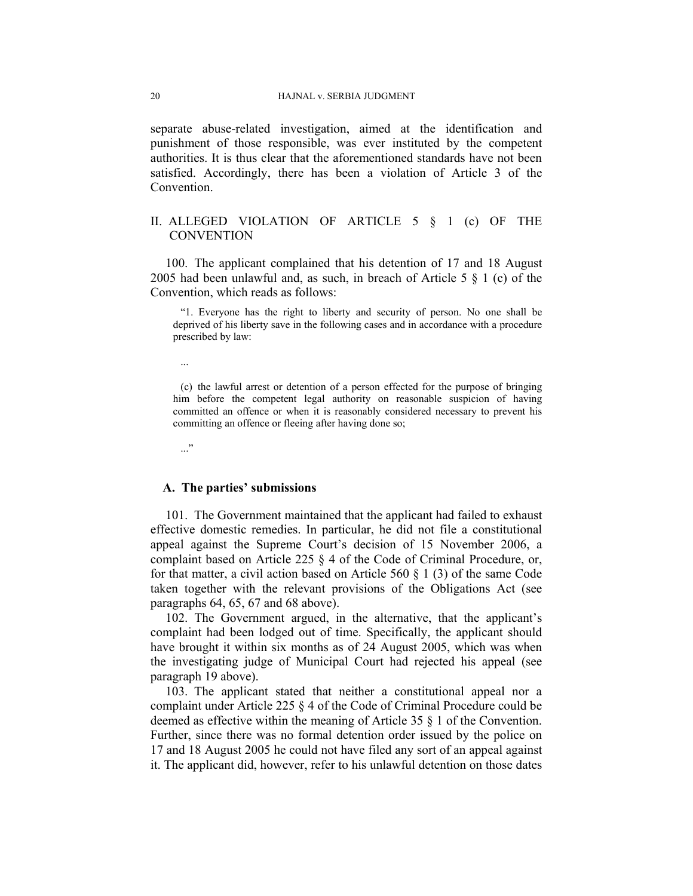separate abuse-related investigation, aimed at the identification and punishment of those responsible, was ever instituted by the competent authorities. It is thus clear that the aforementioned standards have not been satisfied. Accordingly, there has been a violation of Article 3 of the Convention.

## II. ALLEGED VIOLATION OF ARTICLE 5 § 1 (c) OF THE CONVENTION

100. The applicant complained that his detention of 17 and 18 August 2005 had been unlawful and, as such, in breach of Article 5 § 1 (c) of the Convention, which reads as follows:

> "1. Everyone has the right to liberty and security of person. No one shall be deprived of his liberty save in the following cases and in accordance with a procedure prescribed by law:
>
> ...
>
> (c) the lawful arrest or detention of a person effected for the purpose of bringing him before the competent legal authority on reasonable suspicion of having committed an offence or when it is reasonably considered necessary to prevent his committing an offence or fleeing after having done so;
>
> ..."

### A. The parties' submissions

101. The Government maintained that the applicant had failed to exhaust effective domestic remedies. In particular, he did not file a constitutional appeal against the Supreme Court's decision of 15 November 2006, a complaint based on Article 225 § 4 of the Code of Criminal Procedure, or, for that matter, a civil action based on Article 560 § 1 (3) of the same Code taken together with the relevant provisions of the Obligations Act (see paragraphs 64, 65, 67 and 68 above).

102. The Government argued, in the alternative, that the applicant's complaint had been lodged out of time. Specifically, the applicant should have brought it within six months as of 24 August 2005, which was when the investigating judge of Municipal Court had rejected his appeal (see paragraph 19 above).

103. The applicant stated that neither a constitutional appeal nor a complaint under Article 225 § 4 of the Code of Criminal Procedure could be deemed as effective within the meaning of Article 35 § 1 of the Convention. Further, since there was no formal detention order issued by the police on 17 and 18 August 2005 he could not have filed any sort of an appeal against it. The applicant did, however, refer to his unlawful detention on those dates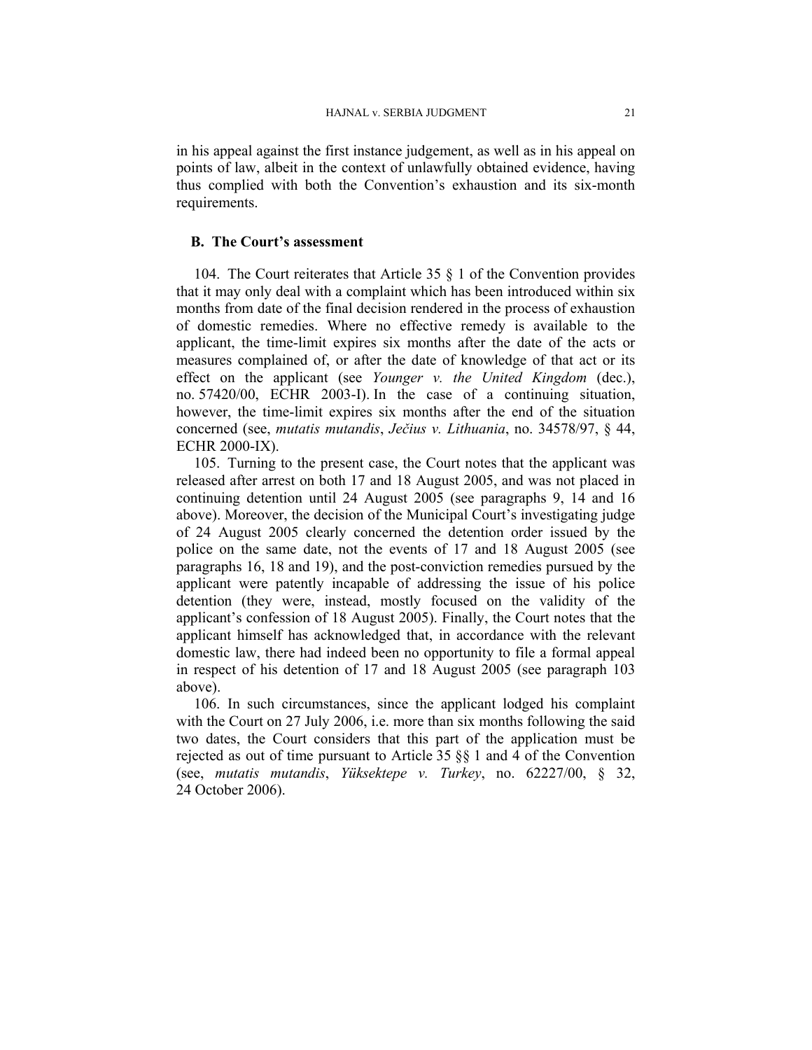in his appeal against the first instance judgement, as well as in his appeal on points of law, albeit in the context of unlawfully obtained evidence, having thus complied with both the Convention's exhaustion and its six-month requirements.

### B. The Court's assessment

104. The Court reiterates that Article 35 § 1 of the Convention provides that it may only deal with a complaint which has been introduced within six months from date of the final decision rendered in the process of exhaustion of domestic remedies. Where no effective remedy is available to the applicant, the time-limit expires six months after the date of the acts or measures complained of, or after the date of knowledge of that act or its effect on the applicant (see *Younger v. the United Kingdom* (dec.), no. 57420/00, ECHR 2003-I). In the case of a continuing situation, however, the time-limit expires six months after the end of the situation concerned (see, *mutatis mutandis*, *Ječius v. Lithuania*, no. 34578/97, § 44, ECHR 2000-IX).

105. Turning to the present case, the Court notes that the applicant was released after arrest on both 17 and 18 August 2005, and was not placed in continuing detention until 24 August 2005 (see paragraphs 9, 14 and 16 above). Moreover, the decision of the Municipal Court's investigating judge of 24 August 2005 clearly concerned the detention order issued by the police on the same date, not the events of 17 and 18 August 2005 (see paragraphs 16, 18 and 19), and the post-conviction remedies pursued by the applicant were patently incapable of addressing the issue of his police detention (they were, instead, mostly focused on the validity of the applicant's confession of 18 August 2005). Finally, the Court notes that the applicant himself has acknowledged that, in accordance with the relevant domestic law, there had indeed been no opportunity to file a formal appeal in respect of his detention of 17 and 18 August 2005 (see paragraph 103 above).

106. In such circumstances, since the applicant lodged his complaint with the Court on 27 July 2006, i.e. more than six months following the said two dates, the Court considers that this part of the application must be rejected as out of time pursuant to Article 35 §§ 1 and 4 of the Convention (see, *mutatis mutandis*, *Yüksektepe v. Turkey*, no. 62227/00, § 32, 24 October 2006).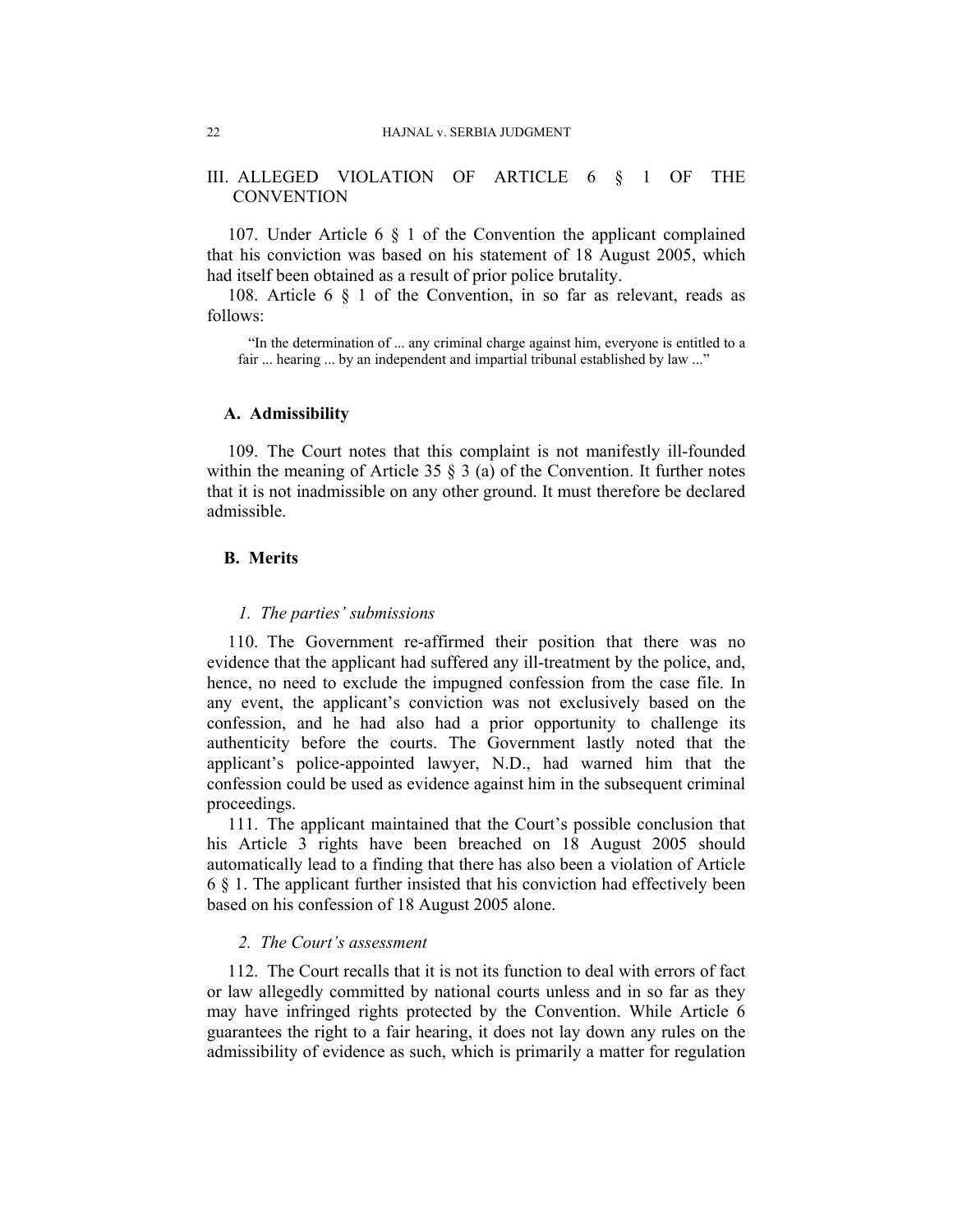## III. ALLEGED VIOLATION OF ARTICLE 6 § 1 OF THE CONVENTION

107. Under Article 6 § 1 of the Convention the applicant complained that his conviction was based on his statement of 18 August 2005, which had itself been obtained as a result of prior police brutality.

108. Article 6 § 1 of the Convention, in so far as relevant, reads as follows:

> "In the determination of ... any criminal charge against him, everyone is entitled to a fair ... hearing ... by an independent and impartial tribunal established by law ..."

### A. Admissibility

109. The Court notes that this complaint is not manifestly ill-founded within the meaning of Article 35 § 3 (a) of the Convention. It further notes that it is not inadmissible on any other ground. It must therefore be declared admissible.

### B. Merits

#### *1. The parties' submissions*

110. The Government re-affirmed their position that there was no evidence that the applicant had suffered any ill-treatment by the police, and, hence, no need to exclude the impugned confession from the case file. In any event, the applicant's conviction was not exclusively based on the confession, and he had also had a prior opportunity to challenge its authenticity before the courts. The Government lastly noted that the applicant's police-appointed lawyer, N.D., had warned him that the confession could be used as evidence against him in the subsequent criminal proceedings.

111. The applicant maintained that the Court's possible conclusion that his Article 3 rights have been breached on 18 August 2005 should automatically lead to a finding that there has also been a violation of Article 6 § 1. The applicant further insisted that his conviction had effectively been based on his confession of 18 August 2005 alone.

#### *2. The Court's assessment*

112. The Court recalls that it is not its function to deal with errors of fact or law allegedly committed by national courts unless and in so far as they may have infringed rights protected by the Convention. While Article 6 guarantees the right to a fair hearing, it does not lay down any rules on the admissibility of evidence as such, which is primarily a matter for regulation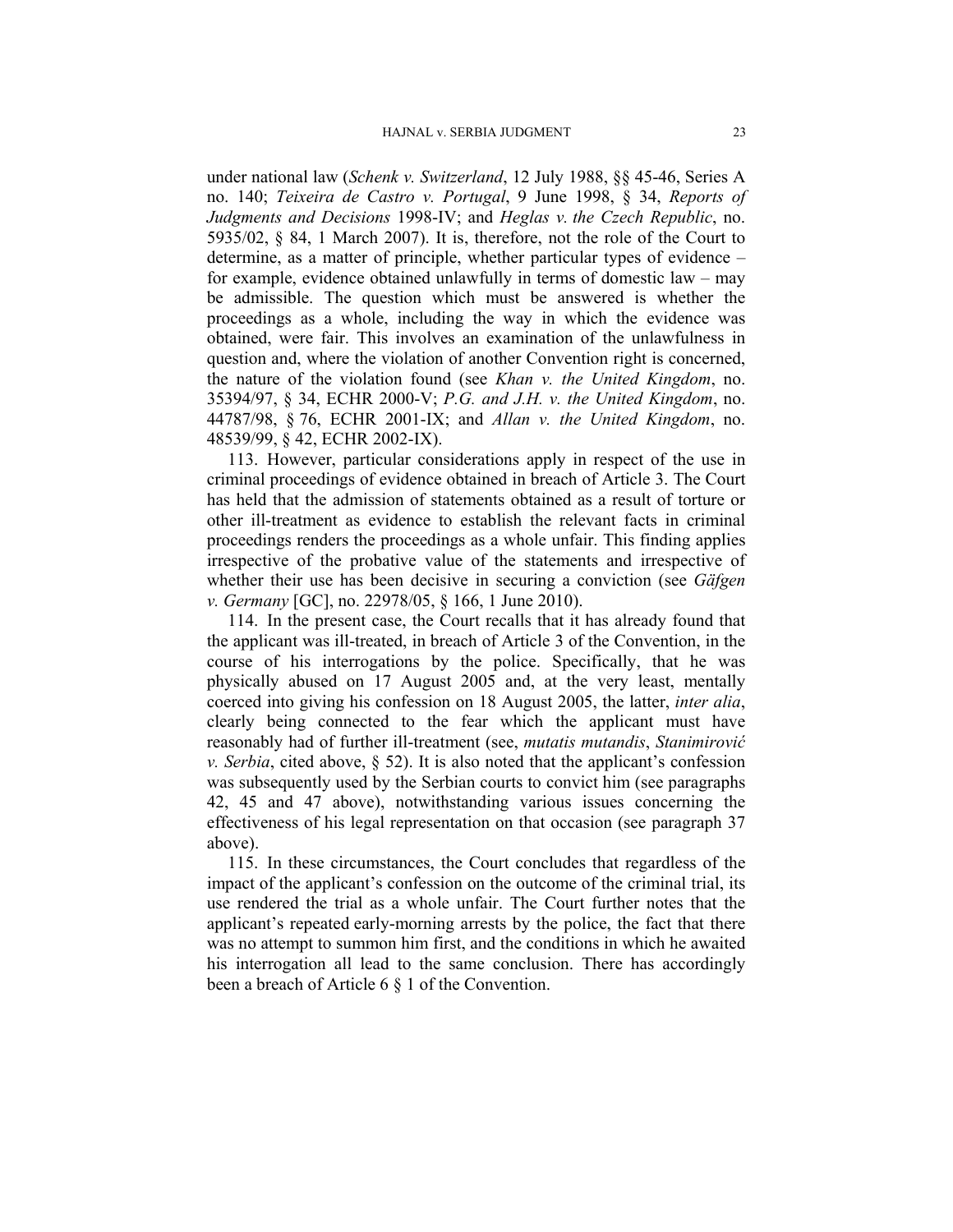under national law (*Schenk v. Switzerland*, 12 July 1988, §§ 45-46, Series A no. 140; *Teixeira de Castro v. Portugal*, 9 June 1998, § 34, *Reports of Judgments and Decisions* 1998-IV; and *Heglas v. the Czech Republic*, no. 5935/02, § 84, 1 March 2007). It is, therefore, not the role of the Court to determine, as a matter of principle, whether particular types of evidence – for example, evidence obtained unlawfully in terms of domestic law – may be admissible. The question which must be answered is whether the proceedings as a whole, including the way in which the evidence was obtained, were fair. This involves an examination of the unlawfulness in question and, where the violation of another Convention right is concerned, the nature of the violation found (see *Khan v. the United Kingdom*, no. 35394/97, § 34, ECHR 2000-V; *P.G. and J.H. v. the United Kingdom*, no. 44787/98, § 76, ECHR 2001-IX; and *Allan v. the United Kingdom*, no. 48539/99, § 42, ECHR 2002-IX).

113. However, particular considerations apply in respect of the use in criminal proceedings of evidence obtained in breach of Article 3. The Court has held that the admission of statements obtained as a result of torture or other ill-treatment as evidence to establish the relevant facts in criminal proceedings renders the proceedings as a whole unfair. This finding applies irrespective of the probative value of the statements and irrespective of whether their use has been decisive in securing a conviction (see *Gäfgen v. Germany* [GC], no. 22978/05, § 166, 1 June 2010).

114. In the present case, the Court recalls that it has already found that the applicant was ill-treated, in breach of Article 3 of the Convention, in the course of his interrogations by the police. Specifically, that he was physically abused on 17 August 2005 and, at the very least, mentally coerced into giving his confession on 18 August 2005, the latter, *inter alia*, clearly being connected to the fear which the applicant must have reasonably had of further ill-treatment (see, *mutatis mutandis*, *Stanimirović v. Serbia*, cited above, § 52). It is also noted that the applicant's confession was subsequently used by the Serbian courts to convict him (see paragraphs 42, 45 and 47 above), notwithstanding various issues concerning the effectiveness of his legal representation on that occasion (see paragraph 37 above).

115. In these circumstances, the Court concludes that regardless of the impact of the applicant's confession on the outcome of the criminal trial, its use rendered the trial as a whole unfair. The Court further notes that the applicant's repeated early-morning arrests by the police, the fact that there was no attempt to summon him first, and the conditions in which he awaited his interrogation all lead to the same conclusion. There has accordingly been a breach of Article 6 § 1 of the Convention.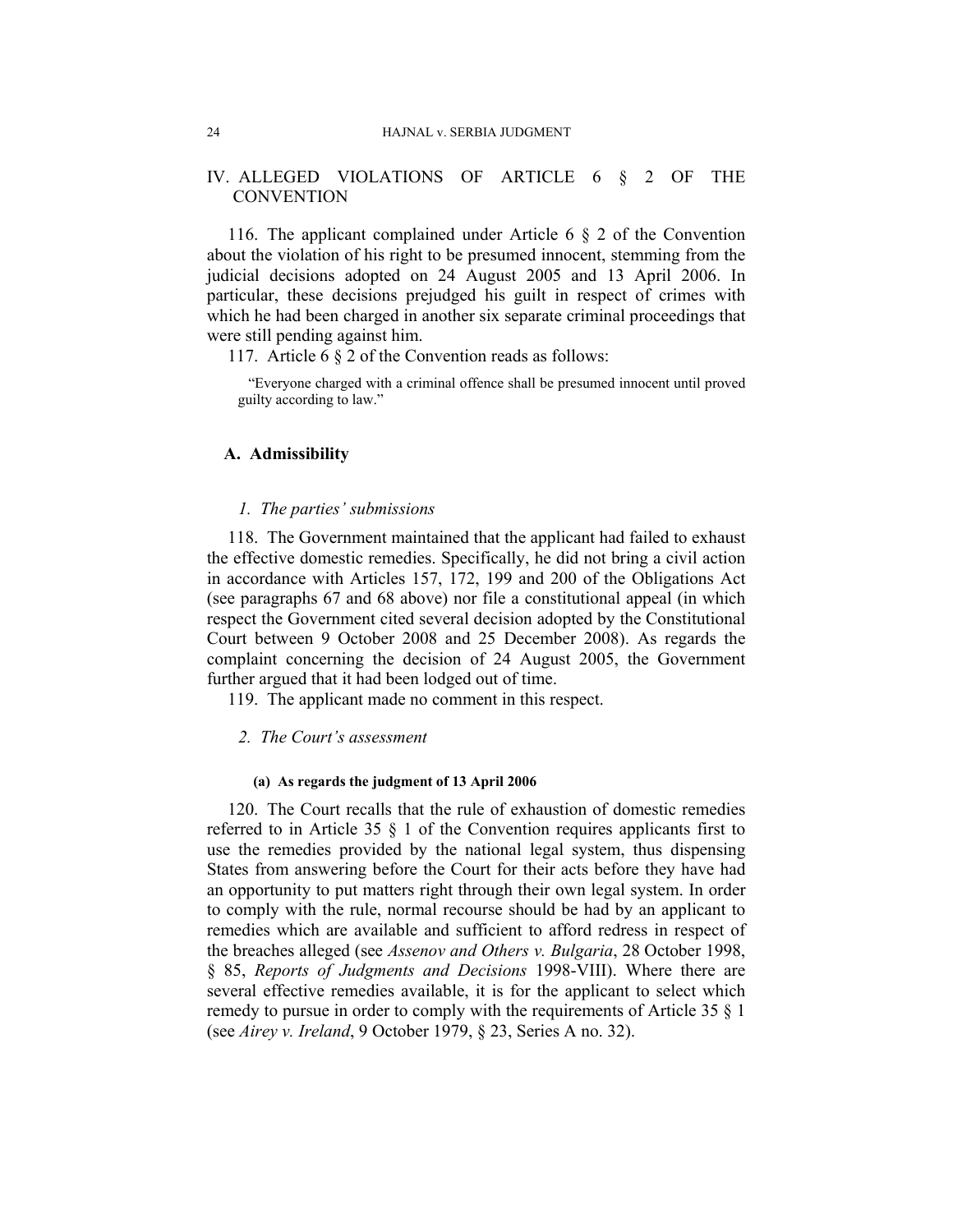## IV. ALLEGED VIOLATIONS OF ARTICLE 6 § 2 OF THE CONVENTION

116. The applicant complained under Article 6 § 2 of the Convention about the violation of his right to be presumed innocent, stemming from the judicial decisions adopted on 24 August 2005 and 13 April 2006. In particular, these decisions prejudged his guilt in respect of crimes with which he had been charged in another six separate criminal proceedings that were still pending against him.

117. Article 6 § 2 of the Convention reads as follows:

> "Everyone charged with a criminal offence shall be presumed innocent until proved guilty according to law."

### A. Admissibility

#### *1. The parties' submissions*

118. The Government maintained that the applicant had failed to exhaust the effective domestic remedies. Specifically, he did not bring a civil action in accordance with Articles 157, 172, 199 and 200 of the Obligations Act (see paragraphs 67 and 68 above) nor file a constitutional appeal (in which respect the Government cited several decision adopted by the Constitutional Court between 9 October 2008 and 25 December 2008). As regards the complaint concerning the decision of 24 August 2005, the Government further argued that it had been lodged out of time.

119. The applicant made no comment in this respect.

#### *2. The Court's assessment*

##### (a) As regards the judgment of 13 April 2006

120. The Court recalls that the rule of exhaustion of domestic remedies referred to in Article 35 § 1 of the Convention requires applicants first to use the remedies provided by the national legal system, thus dispensing States from answering before the Court for their acts before they have had an opportunity to put matters right through their own legal system. In order to comply with the rule, normal recourse should be had by an applicant to remedies which are available and sufficient to afford redress in respect of the breaches alleged (see *Assenov and Others v. Bulgaria*, 28 October 1998, § 85, *Reports of Judgments and Decisions* 1998-VIII). Where there are several effective remedies available, it is for the applicant to select which remedy to pursue in order to comply with the requirements of Article 35 § 1 (see *Airey v. Ireland*, 9 October 1979, § 23, Series A no. 32).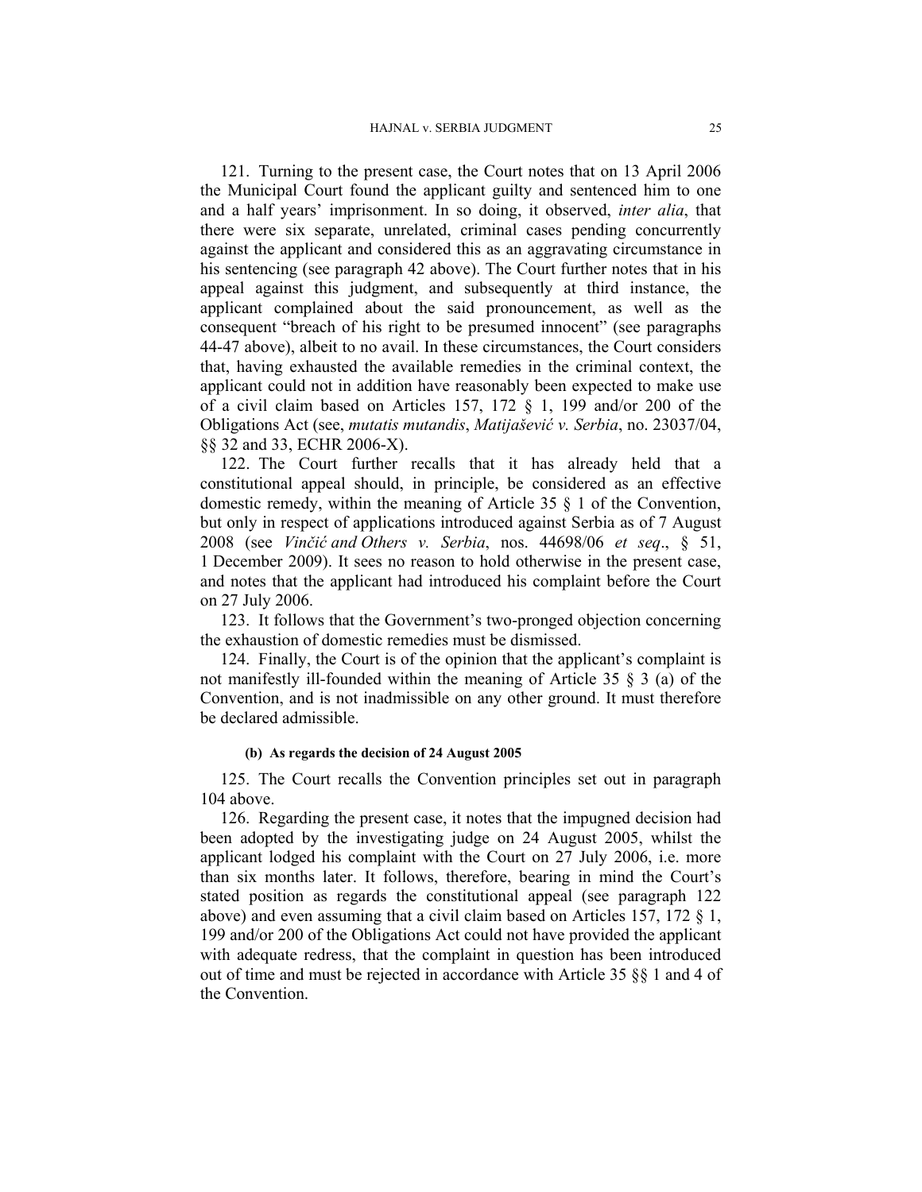121. Turning to the present case, the Court notes that on 13 April 2006 the Municipal Court found the applicant guilty and sentenced him to one and a half years' imprisonment. In so doing, it observed, *inter alia*, that there were six separate, unrelated, criminal cases pending concurrently against the applicant and considered this as an aggravating circumstance in his sentencing (see paragraph 42 above). The Court further notes that in his appeal against this judgment, and subsequently at third instance, the applicant complained about the said pronouncement, as well as the consequent "breach of his right to be presumed innocent" (see paragraphs 44-47 above), albeit to no avail. In these circumstances, the Court considers that, having exhausted the available remedies in the criminal context, the applicant could not in addition have reasonably been expected to make use of a civil claim based on Articles 157, 172 § 1, 199 and/or 200 of the Obligations Act (see, *mutatis mutandis*, *Matijašević v. Serbia*, no. 23037/04, §§ 32 and 33, ECHR 2006-X).

122. The Court further recalls that it has already held that a constitutional appeal should, in principle, be considered as an effective domestic remedy, within the meaning of Article 35 § 1 of the Convention, but only in respect of applications introduced against Serbia as of 7 August 2008 (see *Vinčić and Others v. Serbia*, nos. 44698/06 *et seq*., § 51, 1 December 2009). It sees no reason to hold otherwise in the present case, and notes that the applicant had introduced his complaint before the Court on 27 July 2006.

123. It follows that the Government's two-pronged objection concerning the exhaustion of domestic remedies must be dismissed.

124. Finally, the Court is of the opinion that the applicant's complaint is not manifestly ill-founded within the meaning of Article 35 § 3 (a) of the Convention, and is not inadmissible on any other ground. It must therefore be declared admissible.

#### (b) As regards the decision of 24 August 2005

125. The Court recalls the Convention principles set out in paragraph 104 above.

126. Regarding the present case, it notes that the impugned decision had been adopted by the investigating judge on 24 August 2005, whilst the applicant lodged his complaint with the Court on 27 July 2006, i.e. more than six months later. It follows, therefore, bearing in mind the Court's stated position as regards the constitutional appeal (see paragraph 122 above) and even assuming that a civil claim based on Articles 157, 172 § 1, 199 and/or 200 of the Obligations Act could not have provided the applicant with adequate redress, that the complaint in question has been introduced out of time and must be rejected in accordance with Article 35 §§ 1 and 4 of the Convention.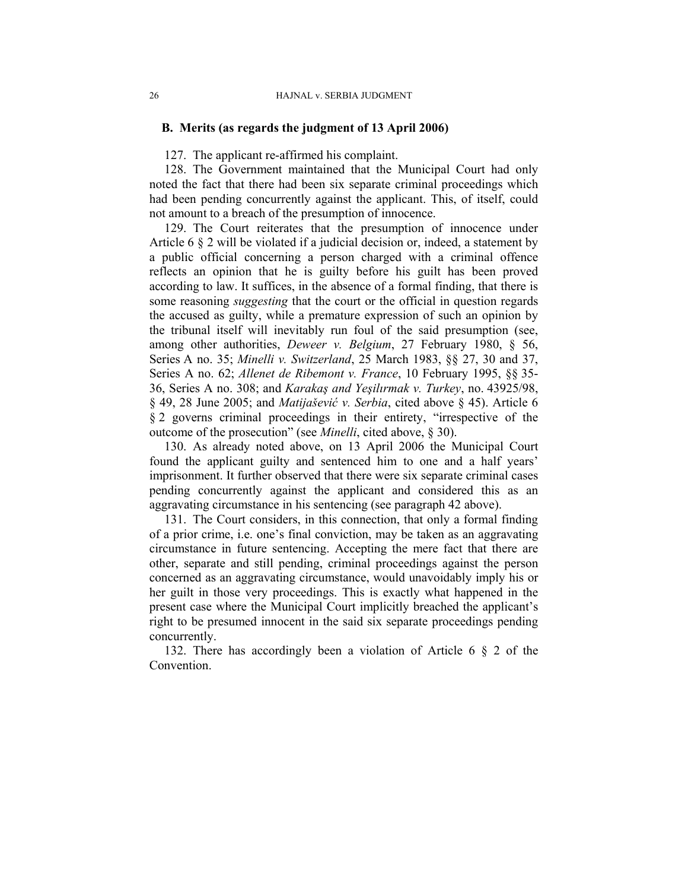## B. Merits (as regards the judgment of 13 April 2006)

127. The applicant re-affirmed his complaint.

128. The Government maintained that the Municipal Court had only noted the fact that there had been six separate criminal proceedings which had been pending concurrently against the applicant. This, of itself, could not amount to a breach of the presumption of innocence.

129. The Court reiterates that the presumption of innocence under Article 6 § 2 will be violated if a judicial decision or, indeed, a statement by a public official concerning a person charged with a criminal offence reflects an opinion that he is guilty before his guilt has been proved according to law. It suffices, in the absence of a formal finding, that there is some reasoning *suggesting* that the court or the official in question regards the accused as guilty, while a premature expression of such an opinion by the tribunal itself will inevitably run foul of the said presumption (see, among other authorities, *Deweer v. Belgium*, 27 February 1980, § 56, Series A no. 35; *Minelli v. Switzerland*, 25 March 1983, §§ 27, 30 and 37, Series A no. 62; *Allenet de Ribemont v. France*, 10 February 1995, §§ 35-36, Series A no. 308; and *Karakaş and Yeşilırmak v. Turkey*, no. 43925/98, § 49, 28 June 2005; and *Matijašević v. Serbia*, cited above § 45). Article 6 § 2 governs criminal proceedings in their entirety, "irrespective of the outcome of the prosecution" (see *Minelli*, cited above, § 30).

130. As already noted above, on 13 April 2006 the Municipal Court found the applicant guilty and sentenced him to one and a half years' imprisonment. It further observed that there were six separate criminal cases pending concurrently against the applicant and considered this as an aggravating circumstance in his sentencing (see paragraph 42 above).

131. The Court considers, in this connection, that only a formal finding of a prior crime, i.e. one's final conviction, may be taken as an aggravating circumstance in future sentencing. Accepting the mere fact that there are other, separate and still pending, criminal proceedings against the person concerned as an aggravating circumstance, would unavoidably imply his or her guilt in those very proceedings. This is exactly what happened in the present case where the Municipal Court implicitly breached the applicant's right to be presumed innocent in the said six separate proceedings pending concurrently.

132. There has accordingly been a violation of Article 6 § 2 of the Convention.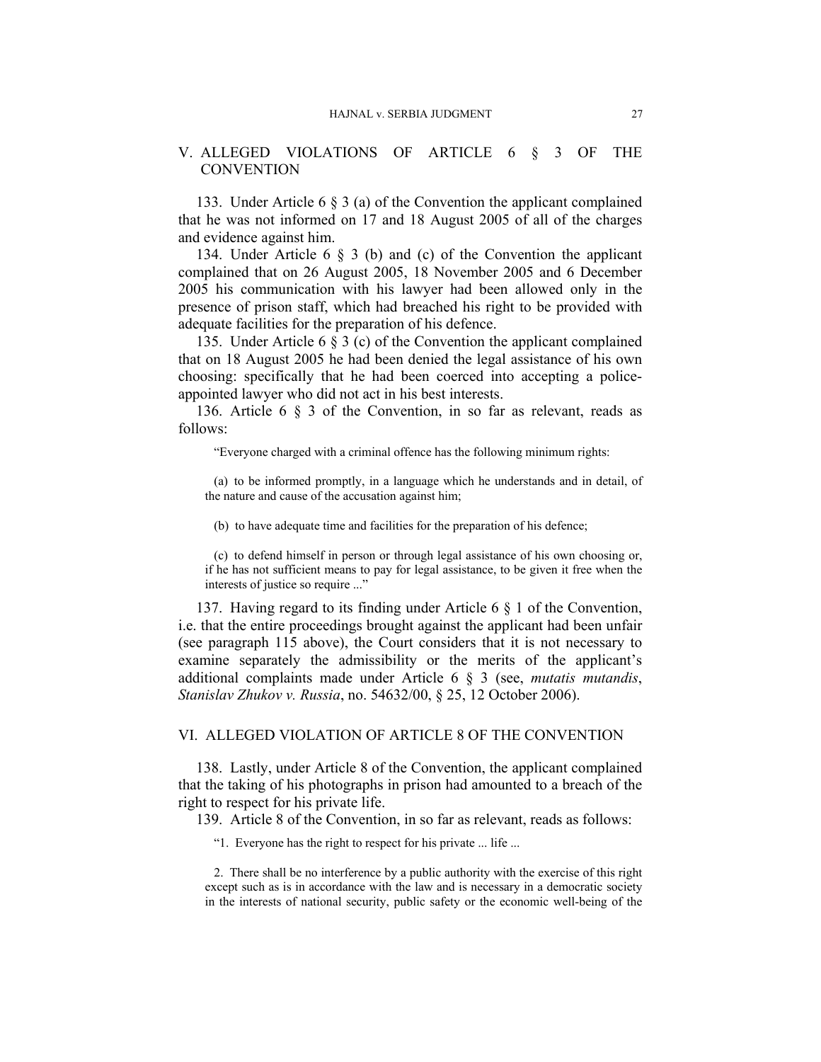## V. ALLEGED VIOLATIONS OF ARTICLE 6 § 3 OF THE CONVENTION

133. Under Article 6 § 3 (a) of the Convention the applicant complained that he was not informed on 17 and 18 August 2005 of all of the charges and evidence against him.

134. Under Article 6 § 3 (b) and (c) of the Convention the applicant complained that on 26 August 2005, 18 November 2005 and 6 December 2005 his communication with his lawyer had been allowed only in the presence of prison staff, which had breached his right to be provided with adequate facilities for the preparation of his defence.

135. Under Article 6 § 3 (c) of the Convention the applicant complained that on 18 August 2005 he had been denied the legal assistance of his own choosing: specifically that he had been coerced into accepting a police-appointed lawyer who did not act in his best interests.

136. Article 6 § 3 of the Convention, in so far as relevant, reads as follows:

> "Everyone charged with a criminal offence has the following minimum rights:
>
> (a) to be informed promptly, in a language which he understands and in detail, of the nature and cause of the accusation against him;
>
> (b) to have adequate time and facilities for the preparation of his defence;
>
> (c) to defend himself in person or through legal assistance of his own choosing or, if he has not sufficient means to pay for legal assistance, to be given it free when the interests of justice so require ..."

137. Having regard to its finding under Article 6 § 1 of the Convention, i.e. that the entire proceedings brought against the applicant had been unfair (see paragraph 115 above), the Court considers that it is not necessary to examine separately the admissibility or the merits of the applicant's additional complaints made under Article 6 § 3 (see, *mutatis mutandis*, *Stanislav Zhukov v. Russia*, no. 54632/00, § 25, 12 October 2006).

## VI. ALLEGED VIOLATION OF ARTICLE 8 OF THE CONVENTION

138. Lastly, under Article 8 of the Convention, the applicant complained that the taking of his photographs in prison had amounted to a breach of the right to respect for his private life.

139. Article 8 of the Convention, in so far as relevant, reads as follows:

> "1. Everyone has the right to respect for his private ... life ...
>
> 2. There shall be no interference by a public authority with the exercise of this right except such as is in accordance with the law and is necessary in a democratic society in the interests of national security, public safety or the economic well-being of the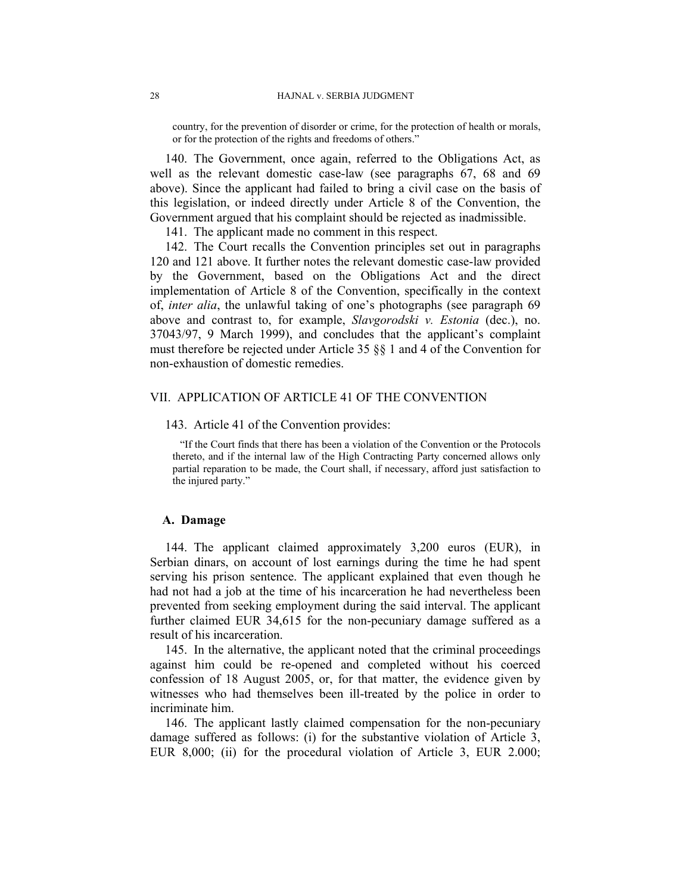country, for the prevention of disorder or crime, for the protection of health or morals, or for the protection of the rights and freedoms of others."

140. The Government, once again, referred to the Obligations Act, as well as the relevant domestic case-law (see paragraphs 67, 68 and 69 above). Since the applicant had failed to bring a civil case on the basis of this legislation, or indeed directly under Article 8 of the Convention, the Government argued that his complaint should be rejected as inadmissible.

141. The applicant made no comment in this respect.

142. The Court recalls the Convention principles set out in paragraphs 120 and 121 above. It further notes the relevant domestic case-law provided by the Government, based on the Obligations Act and the direct implementation of Article 8 of the Convention, specifically in the context of, *inter alia*, the unlawful taking of one's photographs (see paragraph 69 above and contrast to, for example, *Slavgorodski v. Estonia* (dec.), no. 37043/97, 9 March 1999), and concludes that the applicant's complaint must therefore be rejected under Article 35 §§ 1 and 4 of the Convention for non-exhaustion of domestic remedies.

## VII. APPLICATION OF ARTICLE 41 OF THE CONVENTION

143. Article 41 of the Convention provides:

"If the Court finds that there has been a violation of the Convention or the Protocols thereto, and if the internal law of the High Contracting Party concerned allows only partial reparation to be made, the Court shall, if necessary, afford just satisfaction to the injured party."

### A. Damage

144. The applicant claimed approximately 3,200 euros (EUR), in Serbian dinars, on account of lost earnings during the time he had spent serving his prison sentence. The applicant explained that even though he had not had a job at the time of his incarceration he had nevertheless been prevented from seeking employment during the said interval. The applicant further claimed EUR 34,615 for the non-pecuniary damage suffered as a result of his incarceration.

145. In the alternative, the applicant noted that the criminal proceedings against him could be re-opened and completed without his coerced confession of 18 August 2005, or, for that matter, the evidence given by witnesses who had themselves been ill-treated by the police in order to incriminate him.

146. The applicant lastly claimed compensation for the non-pecuniary damage suffered as follows: (i) for the substantive violation of Article 3, EUR 8,000; (ii) for the procedural violation of Article 3, EUR 2.000;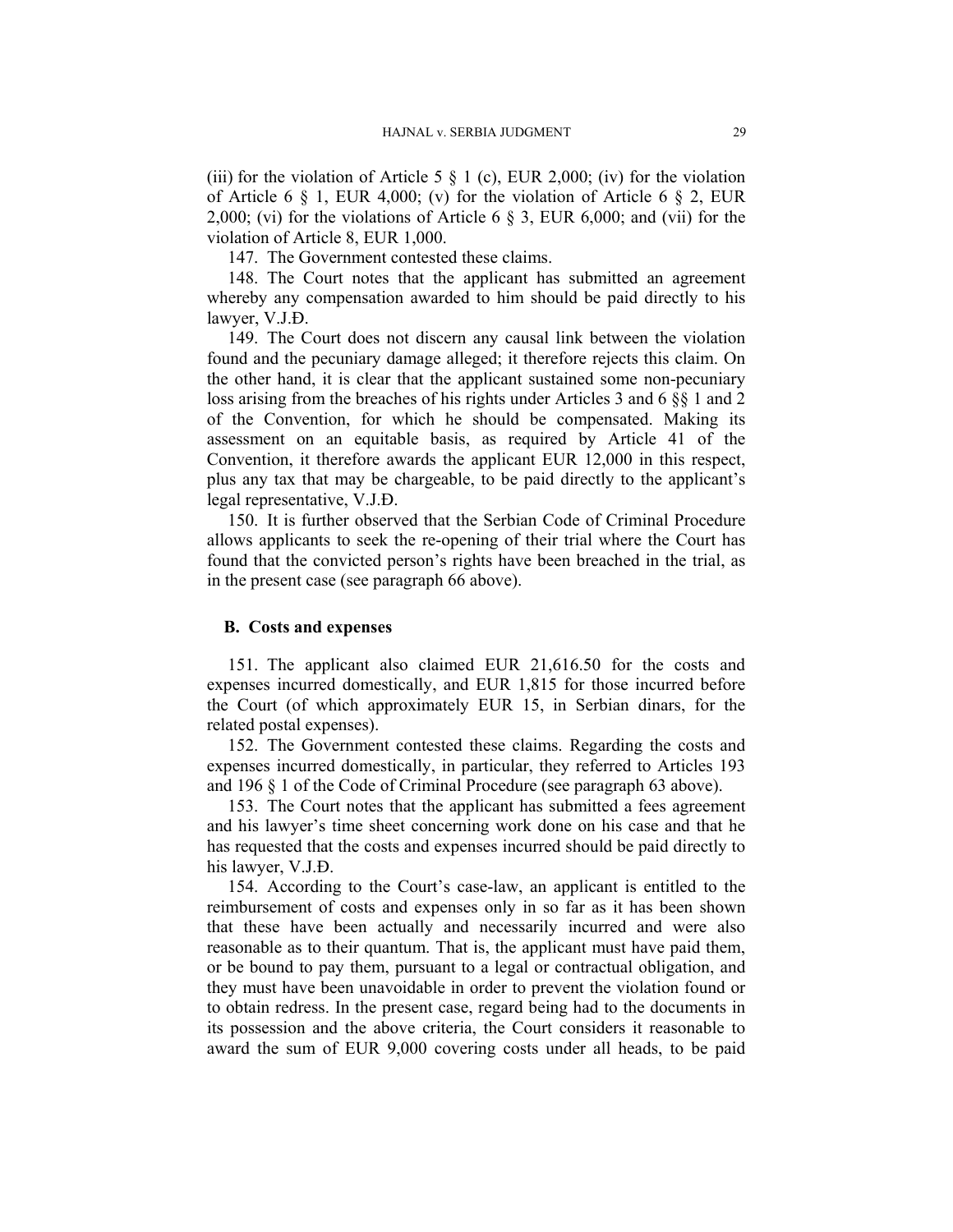(iii) for the violation of Article 5 § 1 (c), EUR 2,000; (iv) for the violation of Article 6 § 1, EUR 4,000; (v) for the violation of Article 6 § 2, EUR 2,000; (vi) for the violations of Article 6 § 3, EUR 6,000; and (vii) for the violation of Article 8, EUR 1,000.

147. The Government contested these claims.

148. The Court notes that the applicant has submitted an agreement whereby any compensation awarded to him should be paid directly to his lawyer, V.J.Đ.

149. The Court does not discern any causal link between the violation found and the pecuniary damage alleged; it therefore rejects this claim. On the other hand, it is clear that the applicant sustained some non-pecuniary loss arising from the breaches of his rights under Articles 3 and 6 §§ 1 and 2 of the Convention, for which he should be compensated. Making its assessment on an equitable basis, as required by Article 41 of the Convention, it therefore awards the applicant EUR 12,000 in this respect, plus any tax that may be chargeable, to be paid directly to the applicant's legal representative, V.J.Đ.

150. It is further observed that the Serbian Code of Criminal Procedure allows applicants to seek the re-opening of their trial where the Court has found that the convicted person's rights have been breached in the trial, as in the present case (see paragraph 66 above).

### B. Costs and expenses

151. The applicant also claimed EUR 21,616.50 for the costs and expenses incurred domestically, and EUR 1,815 for those incurred before the Court (of which approximately EUR 15, in Serbian dinars, for the related postal expenses).

152. The Government contested these claims. Regarding the costs and expenses incurred domestically, in particular, they referred to Articles 193 and 196 § 1 of the Code of Criminal Procedure (see paragraph 63 above).

153. The Court notes that the applicant has submitted a fees agreement and his lawyer's time sheet concerning work done on his case and that he has requested that the costs and expenses incurred should be paid directly to his lawyer, V.J.Đ.

154. According to the Court's case-law, an applicant is entitled to the reimbursement of costs and expenses only in so far as it has been shown that these have been actually and necessarily incurred and were also reasonable as to their quantum. That is, the applicant must have paid them, or be bound to pay them, pursuant to a legal or contractual obligation, and they must have been unavoidable in order to prevent the violation found or to obtain redress. In the present case, regard being had to the documents in its possession and the above criteria, the Court considers it reasonable to award the sum of EUR 9,000 covering costs under all heads, to be paid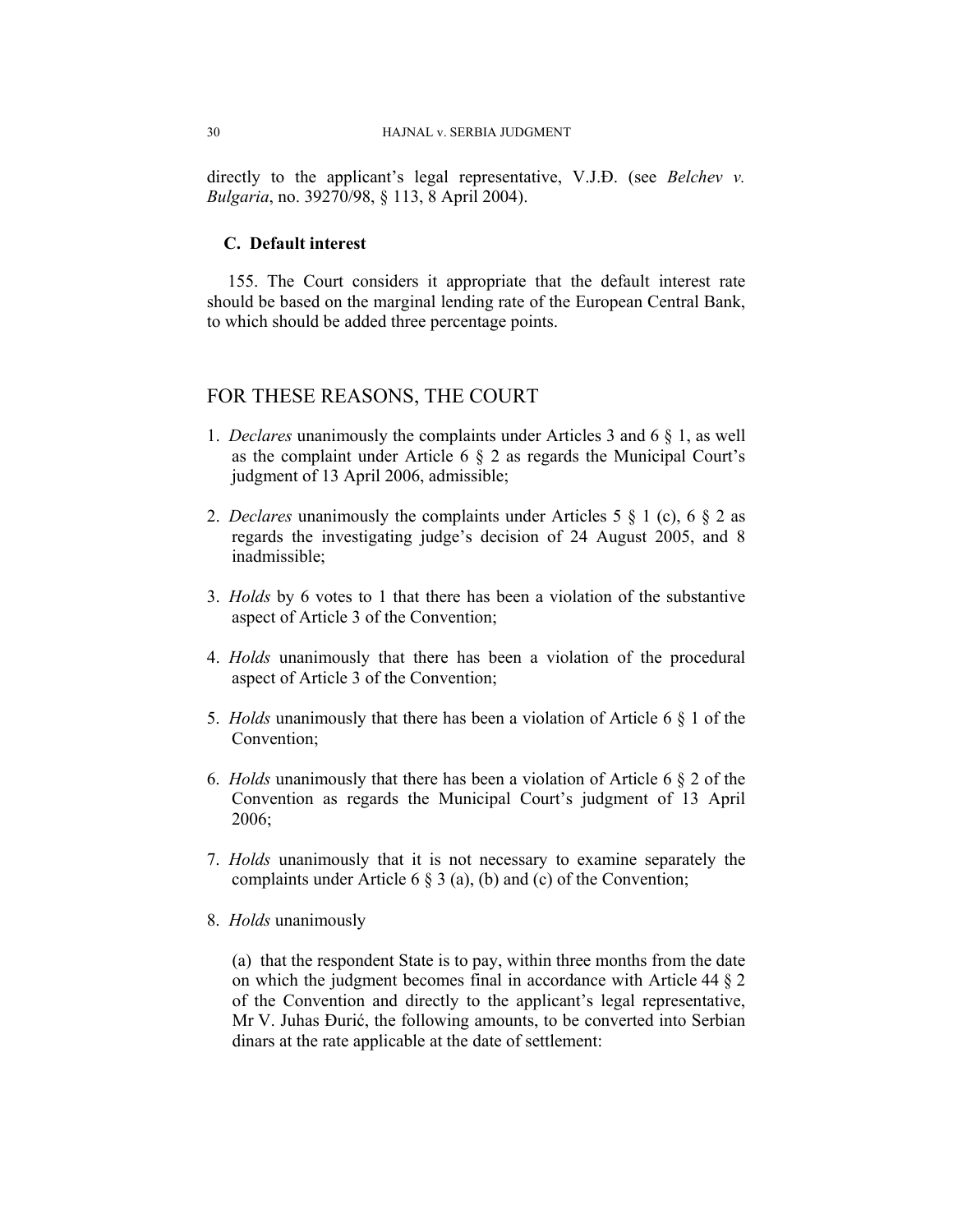directly to the applicant's legal representative, V.J.Đ. (see *Belchev v. Bulgaria*, no. 39270/98, § 113, 8 April 2004).

### C. Default interest

155. The Court considers it appropriate that the default interest rate should be based on the marginal lending rate of the European Central Bank, to which should be added three percentage points.

## FOR THESE REASONS, THE COURT

1. *Declares* unanimously the complaints under Articles 3 and 6 § 1, as well as the complaint under Article 6 § 2 as regards the Municipal Court's judgment of 13 April 2006, admissible;

2. *Declares* unanimously the complaints under Articles 5 § 1 (c), 6 § 2 as regards the investigating judge's decision of 24 August 2005, and 8 inadmissible;

3. *Holds* by 6 votes to 1 that there has been a violation of the substantive aspect of Article 3 of the Convention;

4. *Holds* unanimously that there has been a violation of the procedural aspect of Article 3 of the Convention;

5. *Holds* unanimously that there has been a violation of Article 6 § 1 of the Convention;

6. *Holds* unanimously that there has been a violation of Article 6 § 2 of the Convention as regards the Municipal Court's judgment of 13 April 2006;

7. *Holds* unanimously that it is not necessary to examine separately the complaints under Article 6 § 3 (a), (b) and (c) of the Convention;

8. *Holds* unanimously

   (a) that the respondent State is to pay, within three months from the date on which the judgment becomes final in accordance with Article 44 § 2 of the Convention and directly to the applicant's legal representative, Mr V. Juhas Đurić, the following amounts, to be converted into Serbian dinars at the rate applicable at the date of settlement: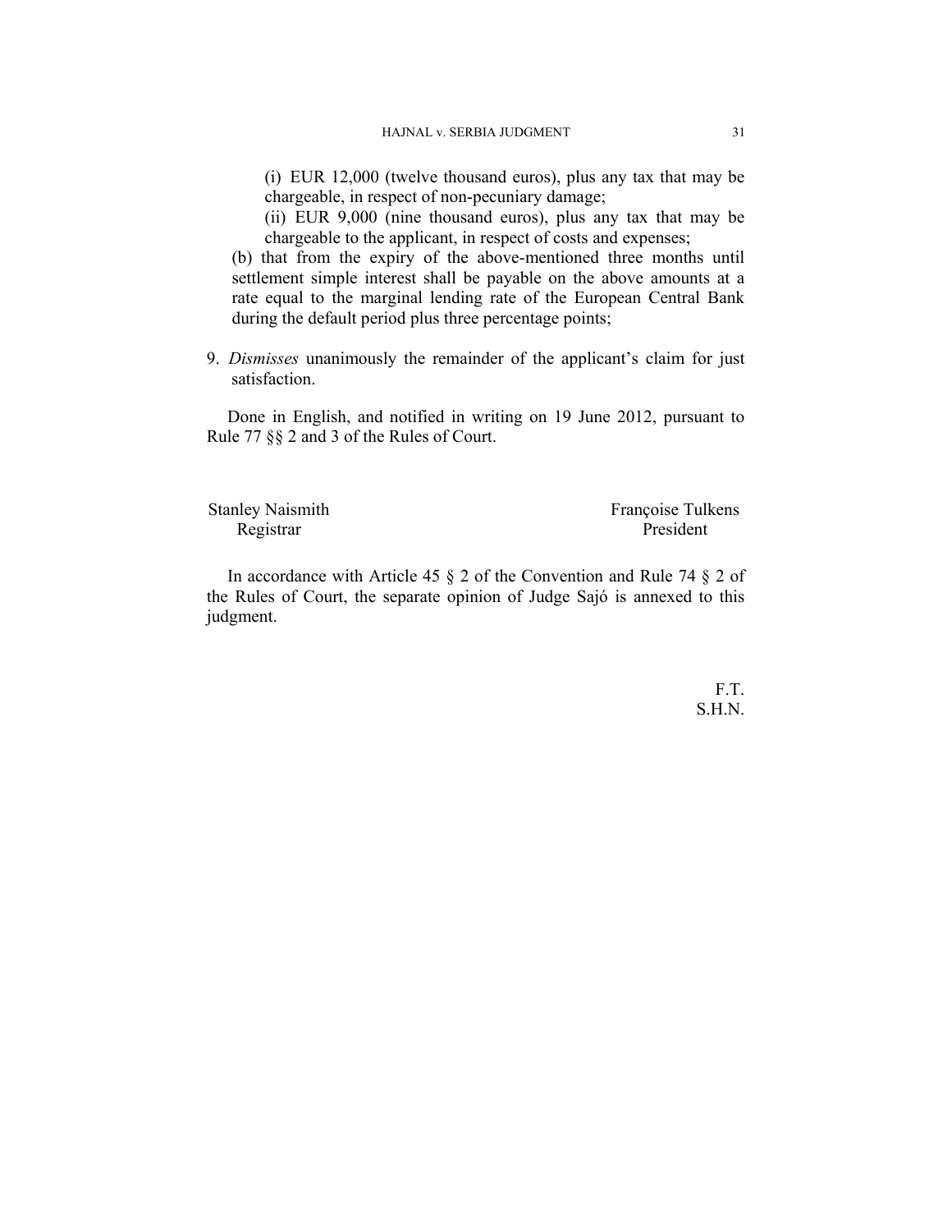(i) EUR 12,000 (twelve thousand euros), plus any tax that may be chargeable, in respect of non-pecuniary damage;

(ii) EUR 9,000 (nine thousand euros), plus any tax that may be chargeable to the applicant, in respect of costs and expenses;

(b) that from the expiry of the above-mentioned three months until settlement simple interest shall be payable on the above amounts at a rate equal to the marginal lending rate of the European Central Bank during the default period plus three percentage points;

9. *Dismisses* unanimously the remainder of the applicant's claim for just satisfaction.

Done in English, and notified in writing on 19 June 2012, pursuant to Rule 77 §§ 2 and 3 of the Rules of Court.

Stanley Naismith
Registrar

Françoise Tulkens
President

In accordance with Article 45 § 2 of the Convention and Rule 74 § 2 of the Rules of Court, the separate opinion of Judge Sajó is annexed to this judgment.

F.T.
S.H.N.